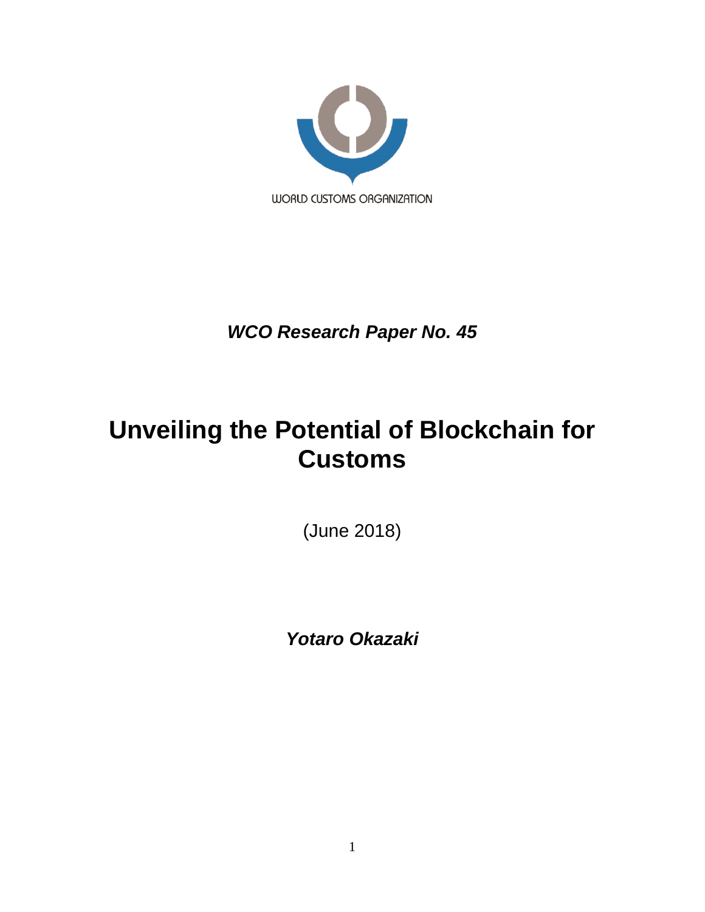WORLD CUSTOMS ORGANIZATION

***WCO Research Paper No. 45***

# Unveiling the Potential of Blockchain for Customs

(June 2018)

***Yotaro Okazaki***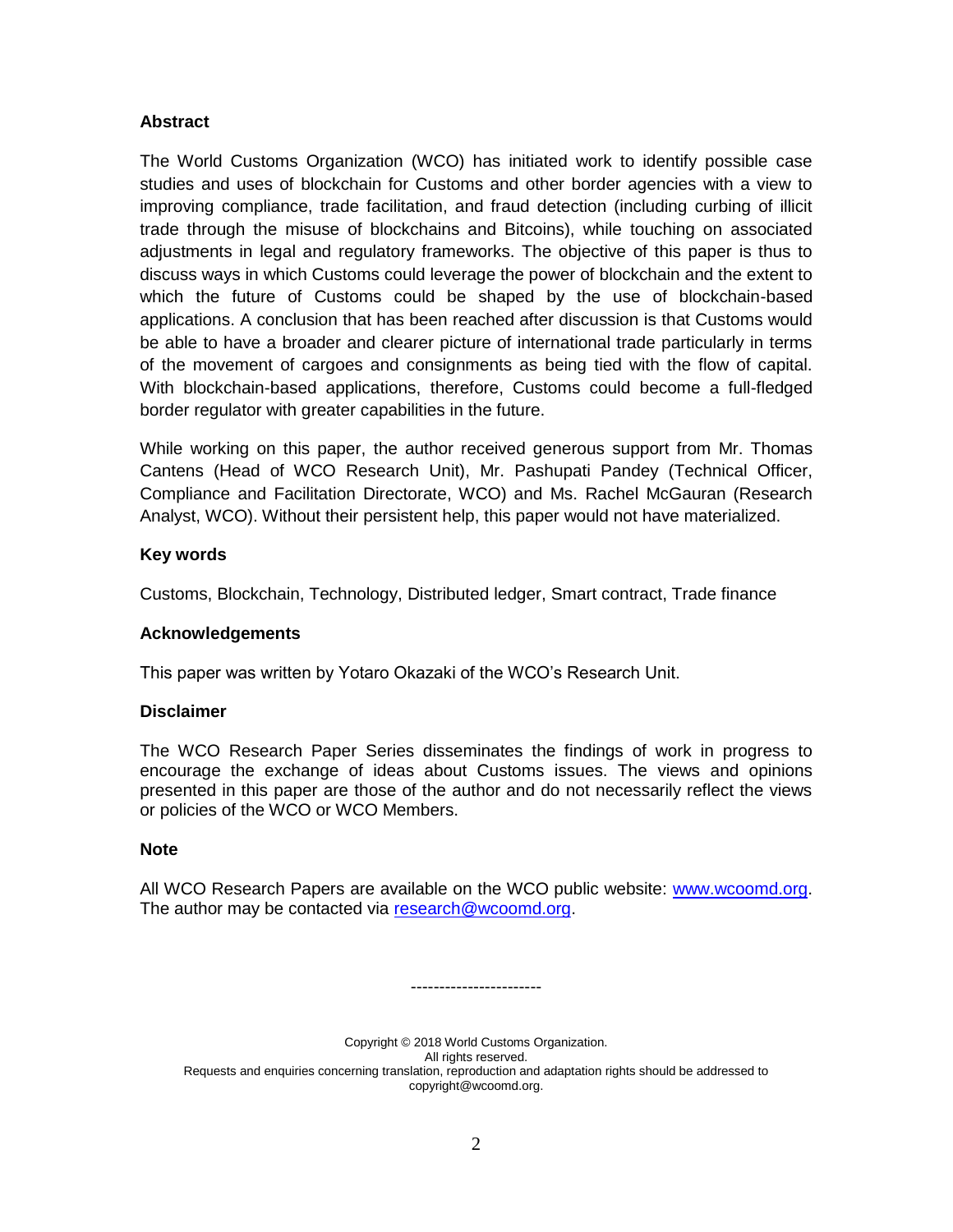### Abstract

The World Customs Organization (WCO) has initiated work to identify possible case studies and uses of blockchain for Customs and other border agencies with a view to improving compliance, trade facilitation, and fraud detection (including curbing of illicit trade through the misuse of blockchains and Bitcoins), while touching on associated adjustments in legal and regulatory frameworks. The objective of this paper is thus to discuss ways in which Customs could leverage the power of blockchain and the extent to which the future of Customs could be shaped by the use of blockchain-based applications. A conclusion that has been reached after discussion is that Customs would be able to have a broader and clearer picture of international trade particularly in terms of the movement of cargoes and consignments as being tied with the flow of capital. With blockchain-based applications, therefore, Customs could become a full-fledged border regulator with greater capabilities in the future.

While working on this paper, the author received generous support from Mr. Thomas Cantens (Head of WCO Research Unit), Mr. Pashupati Pandey (Technical Officer, Compliance and Facilitation Directorate, WCO) and Ms. Rachel McGauran (Research Analyst, WCO). Without their persistent help, this paper would not have materialized.

### Key words

Customs, Blockchain, Technology, Distributed ledger, Smart contract, Trade finance

### Acknowledgements

This paper was written by Yotaro Okazaki of the WCO's Research Unit.

### Disclaimer

The WCO Research Paper Series disseminates the findings of work in progress to encourage the exchange of ideas about Customs issues. The views and opinions presented in this paper are those of the author and do not necessarily reflect the views or policies of the WCO or WCO Members.

### Note

All WCO Research Papers are available on the WCO public website: [www.wcoomd.org](http://www.wcoomd.org). The author may be contacted via [research@wcoomd.org](mailto:research@wcoomd.org).

----------------------

Copyright © 2018 World Customs Organization.
All rights reserved.
Requests and enquiries concerning translation, reproduction and adaptation rights should be addressed to copyright@wcoomd.org.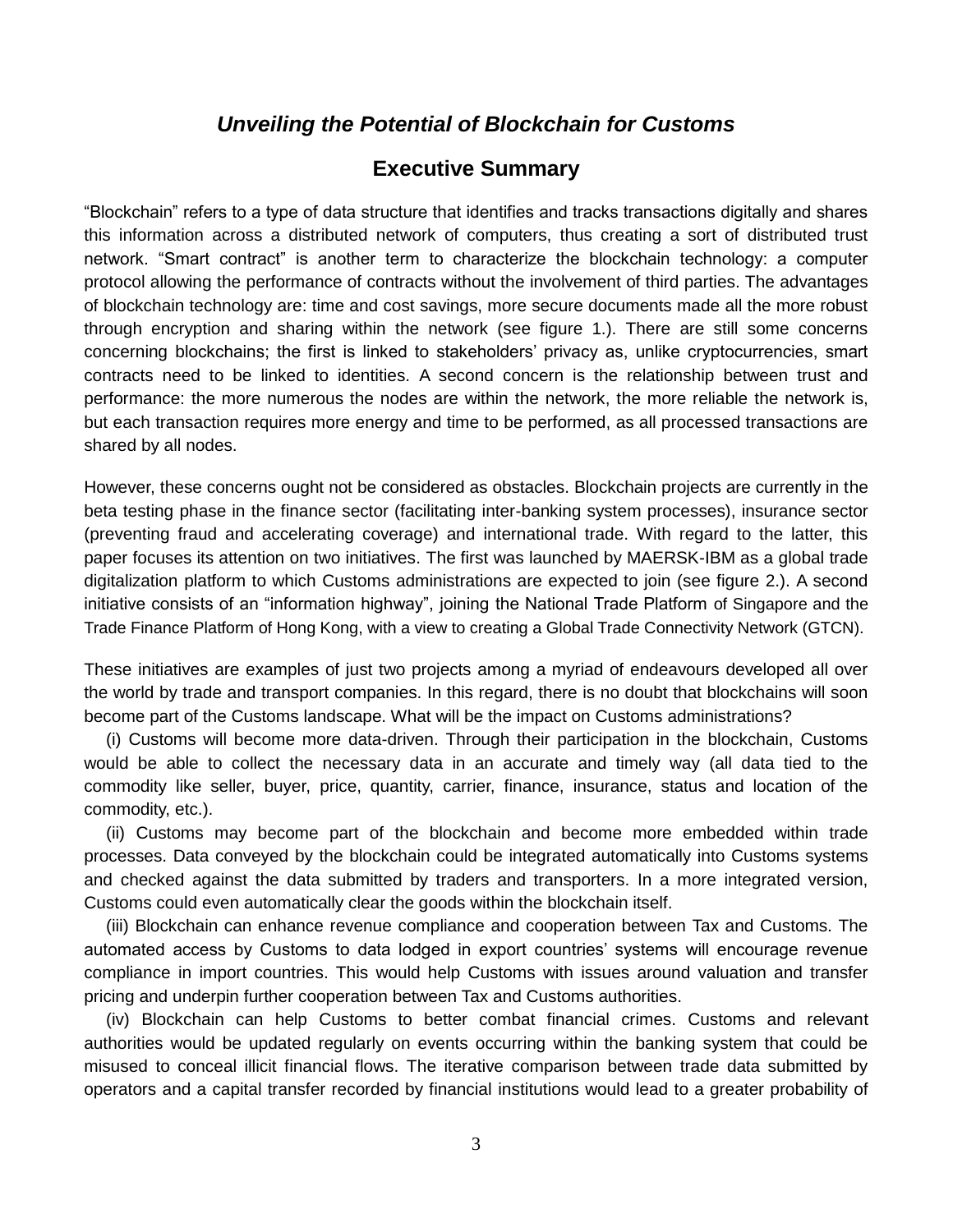# *Unveiling the Potential of Blockchain for Customs*

## Executive Summary

"Blockchain" refers to a type of data structure that identifies and tracks transactions digitally and shares this information across a distributed network of computers, thus creating a sort of distributed trust network. "Smart contract" is another term to characterize the blockchain technology: a computer protocol allowing the performance of contracts without the involvement of third parties. The advantages of blockchain technology are: time and cost savings, more secure documents made all the more robust through encryption and sharing within the network (see figure 1.). There are still some concerns concerning blockchains; the first is linked to stakeholders' privacy as, unlike cryptocurrencies, smart contracts need to be linked to identities. A second concern is the relationship between trust and performance: the more numerous the nodes are within the network, the more reliable the network is, but each transaction requires more energy and time to be performed, as all processed transactions are shared by all nodes.

However, these concerns ought not be considered as obstacles. Blockchain projects are currently in the beta testing phase in the finance sector (facilitating inter-banking system processes), insurance sector (preventing fraud and accelerating coverage) and international trade. With regard to the latter, this paper focuses its attention on two initiatives. The first was launched by MAERSK-IBM as a global trade digitalization platform to which Customs administrations are expected to join (see figure 2.). A second initiative consists of an "information highway", joining the National Trade Platform of Singapore and the Trade Finance Platform of Hong Kong, with a view to creating a Global Trade Connectivity Network (GTCN).

These initiatives are examples of just two projects among a myriad of endeavours developed all over the world by trade and transport companies. In this regard, there is no doubt that blockchains will soon become part of the Customs landscape. What will be the impact on Customs administrations?

(i) Customs will become more data-driven. Through their participation in the blockchain, Customs would be able to collect the necessary data in an accurate and timely way (all data tied to the commodity like seller, buyer, price, quantity, carrier, finance, insurance, status and location of the commodity, etc.).

(ii) Customs may become part of the blockchain and become more embedded within trade processes. Data conveyed by the blockchain could be integrated automatically into Customs systems and checked against the data submitted by traders and transporters. In a more integrated version, Customs could even automatically clear the goods within the blockchain itself.

(iii) Blockchain can enhance revenue compliance and cooperation between Tax and Customs. The automated access by Customs to data lodged in export countries' systems will encourage revenue compliance in import countries. This would help Customs with issues around valuation and transfer pricing and underpin further cooperation between Tax and Customs authorities.

(iv) Blockchain can help Customs to better combat financial crimes. Customs and relevant authorities would be updated regularly on events occurring within the banking system that could be misused to conceal illicit financial flows. The iterative comparison between trade data submitted by operators and a capital transfer recorded by financial institutions would lead to a greater probability of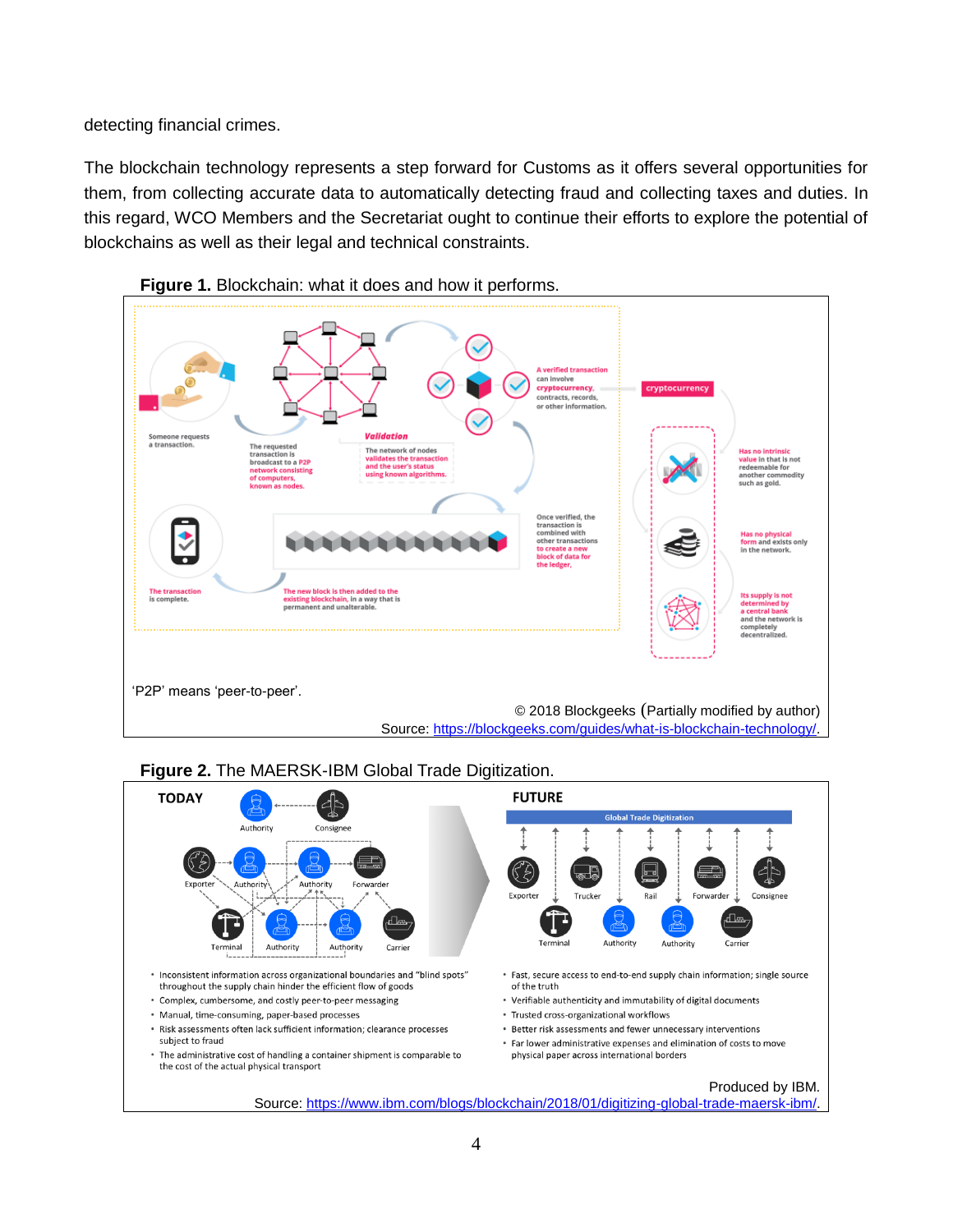detecting financial crimes.

The blockchain technology represents a step forward for Customs as it offers several opportunities for them, from collecting accurate data to automatically detecting fraud and collecting taxes and duties. In this regard, WCO Members and the Secretariat ought to continue their efforts to explore the potential of blockchains as well as their legal and technical constraints.

**Figure 1.** Blockchain: what it does and how it performs.

Someone requests a transaction.

The requested transaction is broadcast to a P2P network consisting of computers, known as nodes.

*Validation*

The network of nodes validates the transaction and the user's status using known algorithms.

A verified transaction can involve cryptocurrency, contracts, records, or other information.

cryptocurrency

Has no intrinsic value in that is not redeemable for another commodity such as gold.

Has no physical form and exists only in the network.

Its supply is not determined by a central bank and the network is completely decentralized.

Once verified, the transaction is combined with other transactions to create a new block of data for the ledger.

The new block is then added to the existing blockchain, in a way that is permanent and unalterable.

The transaction is complete.

'P2P' means 'peer-to-peer'.

© 2018 Blockgeeks (Partially modified by author)
Source: https://blockgeeks.com/guides/what-is-blockchain-technology/.

**Figure 2.** The MAERSK-IBM Global Trade Digitization.

**TODAY**

Authority, Consignee, Exporter, Authority, Authority, Forwarder, Terminal, Authority, Authority, Carrier

- Inconsistent information across organizational boundaries and "blind spots" throughout the supply chain hinder the efficient flow of goods
- Complex, cumbersome, and costly peer-to-peer messaging
- Manual, time-consuming, paper-based processes
- Risk assessments often lack sufficient information; clearance processes subject to fraud
- The administrative cost of handling a container shipment is comparable to the cost of the actual physical transport

**FUTURE**

Global Trade Digitization

Exporter, Trucker, Rail, Forwarder, Consignee, Terminal, Authority, Authority, Carrier

- Fast, secure access to end-to-end supply chain information; single source of the truth
- Verifiable authenticity and immutability of digital documents
- Trusted cross-organizational workflows
- Better risk assessments and fewer unnecessary interventions
- Far lower administrative expenses and elimination of costs to move physical paper across international borders

Produced by IBM.
Source: https://www.ibm.com/blogs/blockchain/2018/01/digitizing-global-trade-maersk-ibm/.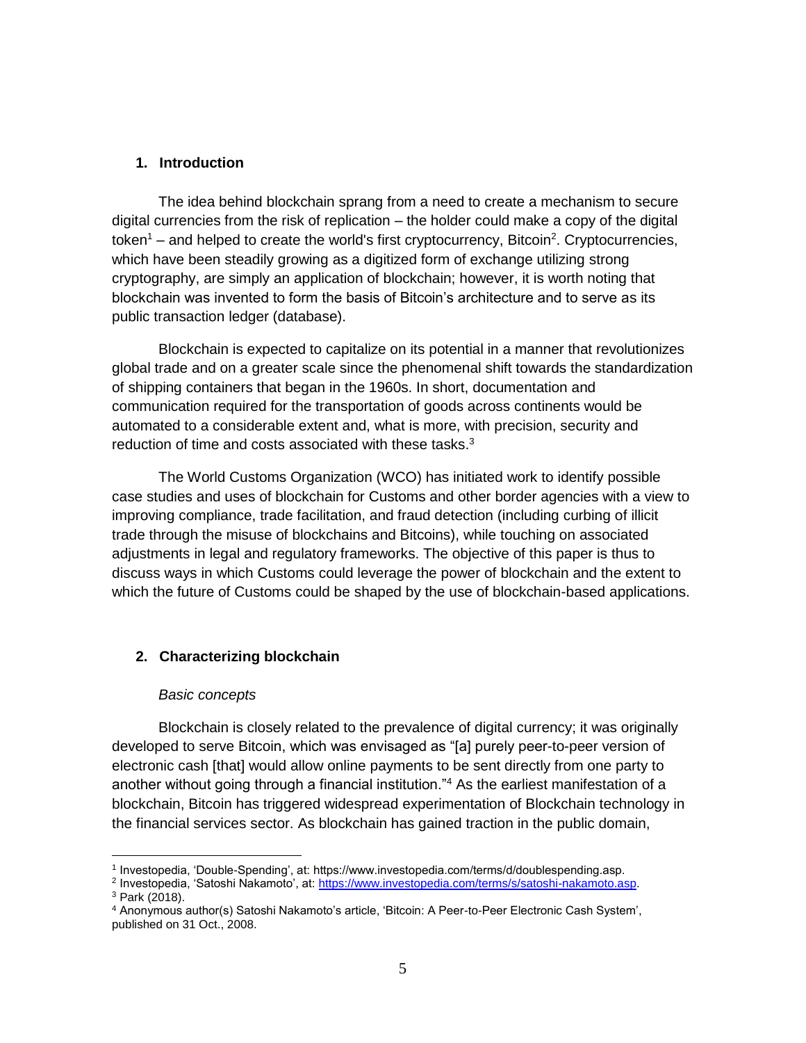## 1. Introduction

The idea behind blockchain sprang from a need to create a mechanism to secure digital currencies from the risk of replication – the holder could make a copy of the digital token[1] – and helped to create the world's first cryptocurrency, Bitcoin[2]. Cryptocurrencies, which have been steadily growing as a digitized form of exchange utilizing strong cryptography, are simply an application of blockchain; however, it is worth noting that blockchain was invented to form the basis of Bitcoin's architecture and to serve as its public transaction ledger (database).

Blockchain is expected to capitalize on its potential in a manner that revolutionizes global trade and on a greater scale since the phenomenal shift towards the standardization of shipping containers that began in the 1960s. In short, documentation and communication required for the transportation of goods across continents would be automated to a considerable extent and, what is more, with precision, security and reduction of time and costs associated with these tasks.[3]

The World Customs Organization (WCO) has initiated work to identify possible case studies and uses of blockchain for Customs and other border agencies with a view to improving compliance, trade facilitation, and fraud detection (including curbing of illicit trade through the misuse of blockchains and Bitcoins), while touching on associated adjustments in legal and regulatory frameworks. The objective of this paper is thus to discuss ways in which Customs could leverage the power of blockchain and the extent to which the future of Customs could be shaped by the use of blockchain-based applications.

## 2. Characterizing blockchain

*Basic concepts*

Blockchain is closely related to the prevalence of digital currency; it was originally developed to serve Bitcoin, which was envisaged as "[a] purely peer-to-peer version of electronic cash [that] would allow online payments to be sent directly from one party to another without going through a financial institution."[4] As the earliest manifestation of a blockchain, Bitcoin has triggered widespread experimentation of Blockchain technology in the financial services sector. As blockchain has gained traction in the public domain,

---

[1] Investopedia, 'Double-Spending', at: https://www.investopedia.com/terms/d/doublespending.asp.

[2] Investopedia, 'Satoshi Nakamoto', at: https://www.investopedia.com/terms/s/satoshi-nakamoto.asp.

[3] Park (2018).

[4] Anonymous author(s) Satoshi Nakamoto's article, 'Bitcoin: A Peer-to-Peer Electronic Cash System', published on 31 Oct., 2008.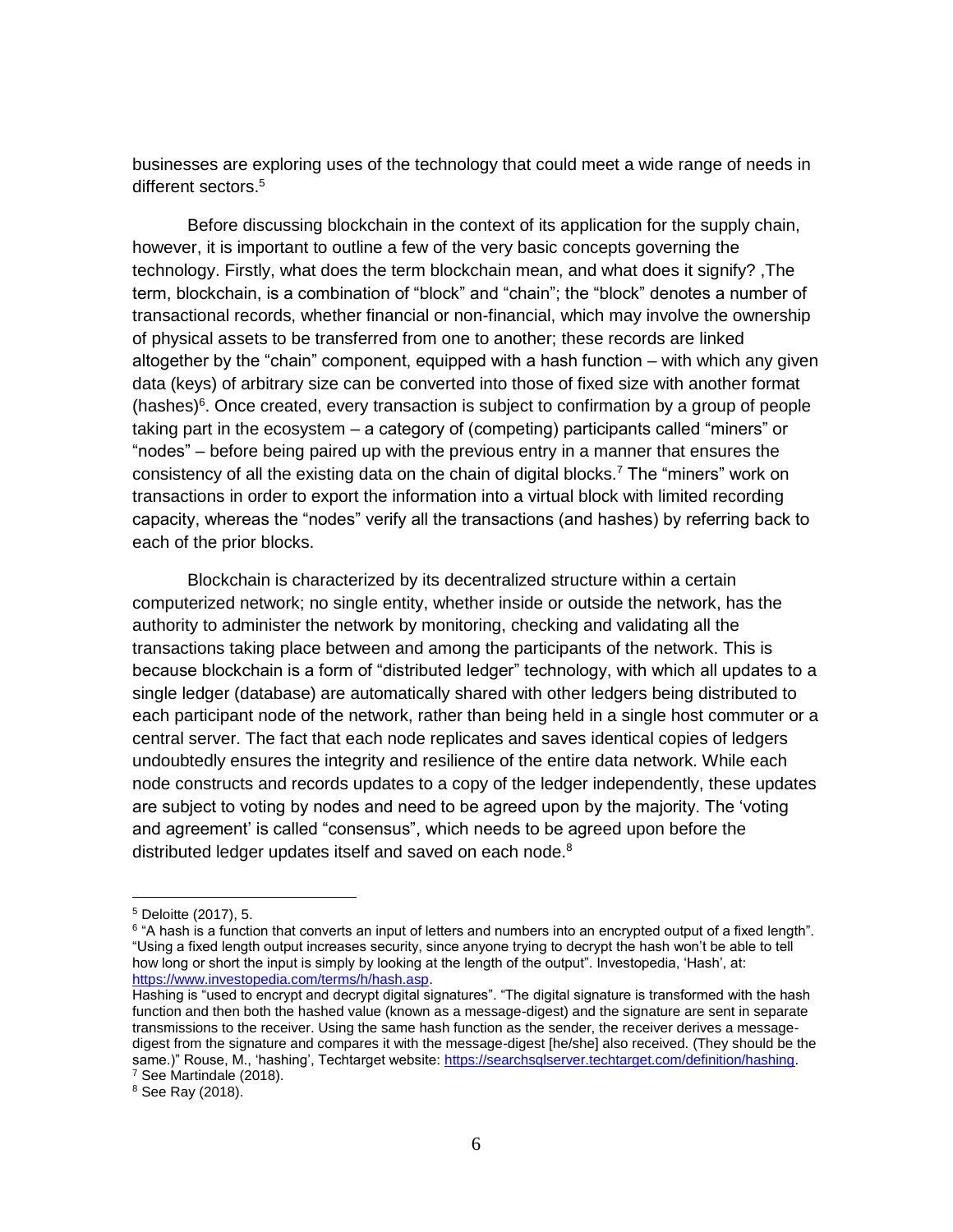businesses are exploring uses of the technology that could meet a wide range of needs in different sectors.[5]

Before discussing blockchain in the context of its application for the supply chain, however, it is important to outline a few of the very basic concepts governing the technology. Firstly, what does the term blockchain mean, and what does it signify? ,The term, blockchain, is a combination of "block" and "chain"; the "block" denotes a number of transactional records, whether financial or non-financial, which may involve the ownership of physical assets to be transferred from one to another; these records are linked altogether by the "chain" component, equipped with a hash function – with which any given data (keys) of arbitrary size can be converted into those of fixed size with another format (hashes)[6]. Once created, every transaction is subject to confirmation by a group of people taking part in the ecosystem – a category of (competing) participants called "miners" or "nodes" – before being paired up with the previous entry in a manner that ensures the consistency of all the existing data on the chain of digital blocks.[7] The "miners" work on transactions in order to export the information into a virtual block with limited recording capacity, whereas the "nodes" verify all the transactions (and hashes) by referring back to each of the prior blocks.

Blockchain is characterized by its decentralized structure within a certain computerized network; no single entity, whether inside or outside the network, has the authority to administer the network by monitoring, checking and validating all the transactions taking place between and among the participants of the network. This is because blockchain is a form of "distributed ledger" technology, with which all updates to a single ledger (database) are automatically shared with other ledgers being distributed to each participant node of the network, rather than being held in a single host commuter or a central server. The fact that each node replicates and saves identical copies of ledgers undoubtedly ensures the integrity and resilience of the entire data network. While each node constructs and records updates to a copy of the ledger independently, these updates are subject to voting by nodes and need to be agreed upon by the majority. The 'voting and agreement' is called "consensus", which needs to be agreed upon before the distributed ledger updates itself and saved on each node.[8]

---

[5] Deloitte (2017), 5.

[6] "A hash is a function that converts an input of letters and numbers into an encrypted output of a fixed length". "Using a fixed length output increases security, since anyone trying to decrypt the hash won't be able to tell how long or short the input is simply by looking at the length of the output". Investopedia, 'Hash', at: https://www.investopedia.com/terms/h/hash.asp.
Hashing is "used to encrypt and decrypt digital signatures". "The digital signature is transformed with the hash function and then both the hashed value (known as a message-digest) and the signature are sent in separate transmissions to the receiver. Using the same hash function as the sender, the receiver derives a message-digest from the signature and compares it with the message-digest [he/she] also received. (They should be the same.)" Rouse, M., 'hashing', Techtarget website: https://searchsqlserver.techtarget.com/definition/hashing.

[7] See Martindale (2018).

[8] See Ray (2018).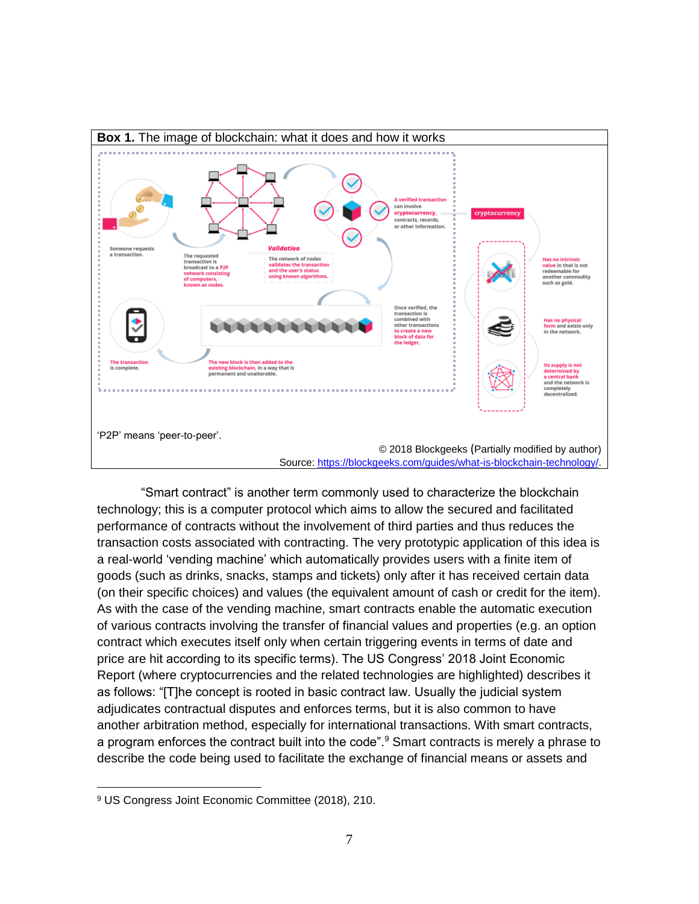**Box 1.** The image of blockchain: what it does and how it works

Someone requests a transaction.

The requested transaction is broadcast to a P2P network consisting of computers, known as nodes.

Validation

The network of nodes validates the transaction and the user's status using known algorithms.

A verified transaction can involve cryptocurrency, contracts, records, or other information.

cryptocurrency

Has no intrinsic value in that is not redeemable for another commodity such as gold.

Has no physical form and exists only in the network.

Its supply is not determined by a central bank and the network is completely decentralized.

Once verified, the transaction is combined with other transactions to create a new block of data for the ledger.

The new block is then added to the existing blockchain, in a way that is permanent and unalterable.

The transaction is complete.

'P2P' means 'peer-to-peer'.

© 2018 Blockgeeks (Partially modified by author)
Source: https://blockgeeks.com/guides/what-is-blockchain-technology/.

"Smart contract" is another term commonly used to characterize the blockchain technology; this is a computer protocol which aims to allow the secured and facilitated performance of contracts without the involvement of third parties and thus reduces the transaction costs associated with contracting. The very prototypic application of this idea is a real-world 'vending machine' which automatically provides users with a finite item of goods (such as drinks, snacks, stamps and tickets) only after it has received certain data (on their specific choices) and values (the equivalent amount of cash or credit for the item). As with the case of the vending machine, smart contracts enable the automatic execution of various contracts involving the transfer of financial values and properties (e.g. an option contract which executes itself only when certain triggering events in terms of date and price are hit according to its specific terms). The US Congress' 2018 Joint Economic Report (where cryptocurrencies and the related technologies are highlighted) describes it as follows: "[T]he concept is rooted in basic contract law. Usually the judicial system adjudicates contractual disputes and enforces terms, but it is also common to have another arbitration method, especially for international transactions. With smart contracts, a program enforces the contract built into the code".[9] Smart contracts is merely a phrase to describe the code being used to facilitate the exchange of financial means or assets and

[9] US Congress Joint Economic Committee (2018), 210.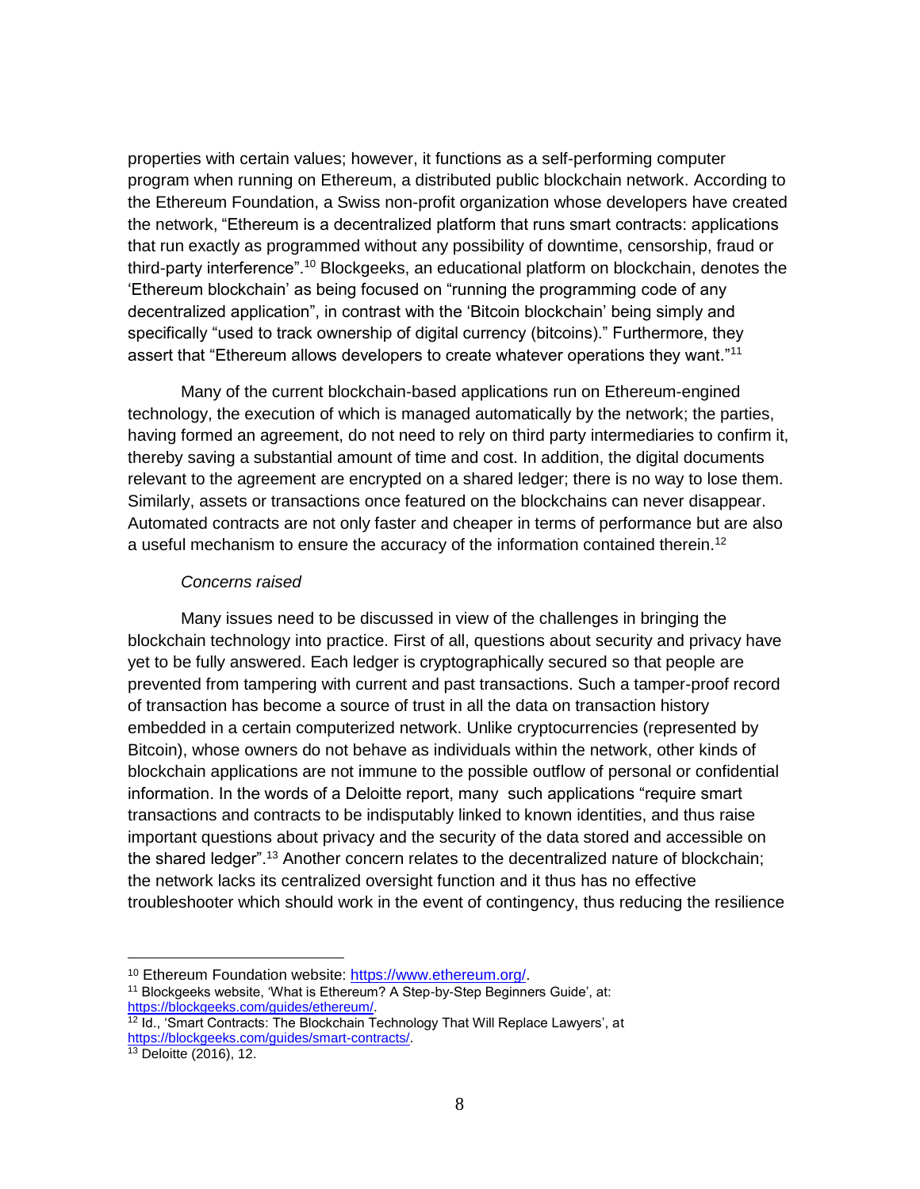properties with certain values; however, it functions as a self-performing computer program when running on Ethereum, a distributed public blockchain network. According to the Ethereum Foundation, a Swiss non-profit organization whose developers have created the network, "Ethereum is a decentralized platform that runs smart contracts: applications that run exactly as programmed without any possibility of downtime, censorship, fraud or third-party interference".[10] Blockgeeks, an educational platform on blockchain, denotes the 'Ethereum blockchain' as being focused on "running the programming code of any decentralized application", in contrast with the 'Bitcoin blockchain' being simply and specifically "used to track ownership of digital currency (bitcoins)." Furthermore, they assert that "Ethereum allows developers to create whatever operations they want."[11]

Many of the current blockchain-based applications run on Ethereum-engined technology, the execution of which is managed automatically by the network; the parties, having formed an agreement, do not need to rely on third party intermediaries to confirm it, thereby saving a substantial amount of time and cost. In addition, the digital documents relevant to the agreement are encrypted on a shared ledger; there is no way to lose them. Similarly, assets or transactions once featured on the blockchains can never disappear. Automated contracts are not only faster and cheaper in terms of performance but are also a useful mechanism to ensure the accuracy of the information contained therein.[12]

*Concerns raised*

Many issues need to be discussed in view of the challenges in bringing the blockchain technology into practice. First of all, questions about security and privacy have yet to be fully answered. Each ledger is cryptographically secured so that people are prevented from tampering with current and past transactions. Such a tamper-proof record of transaction has become a source of trust in all the data on transaction history embedded in a certain computerized network. Unlike cryptocurrencies (represented by Bitcoin), whose owners do not behave as individuals within the network, other kinds of blockchain applications are not immune to the possible outflow of personal or confidential information. In the words of a Deloitte report, many such applications "require smart transactions and contracts to be indisputably linked to known identities, and thus raise important questions about privacy and the security of the data stored and accessible on the shared ledger".[13] Another concern relates to the decentralized nature of blockchain; the network lacks its centralized oversight function and it thus has no effective troubleshooter which should work in the event of contingency, thus reducing the resilience

---

[10] Ethereum Foundation website: https://www.ethereum.org/.

[11] Blockgeeks website, 'What is Ethereum? A Step-by-Step Beginners Guide', at: https://blockgeeks.com/guides/ethereum/.

[12] Id., 'Smart Contracts: The Blockchain Technology That Will Replace Lawyers', at https://blockgeeks.com/guides/smart-contracts/.

[13] Deloitte (2016), 12.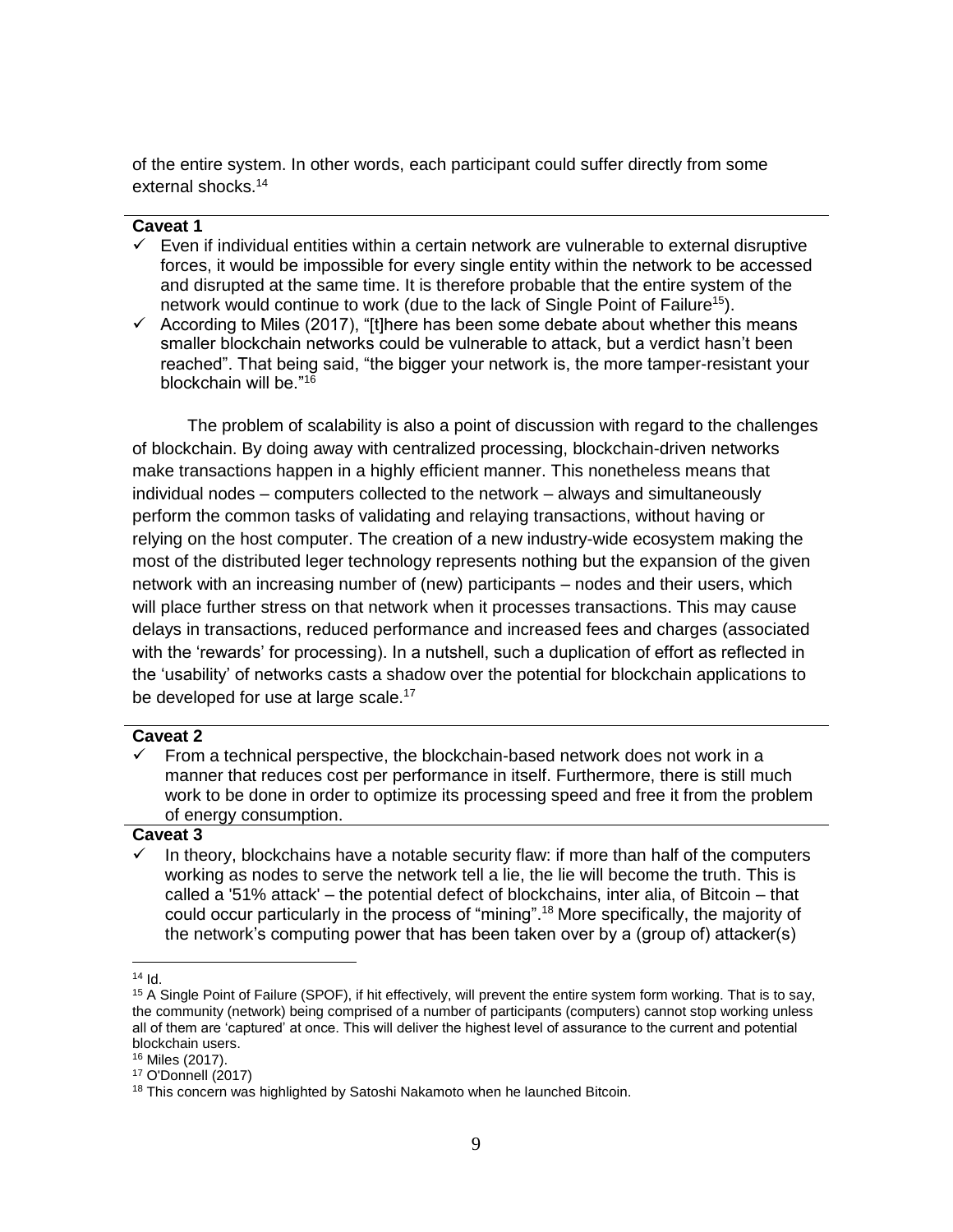of the entire system. In other words, each participant could suffer directly from some external shocks.[14]

---

**Caveat 1**

- ✓ Even if individual entities within a certain network are vulnerable to external disruptive forces, it would be impossible for every single entity within the network to be accessed and disrupted at the same time. It is therefore probable that the entire system of the network would continue to work (due to the lack of Single Point of Failure[15]).
- ✓ According to Miles (2017), "[t]here has been some debate about whether this means smaller blockchain networks could be vulnerable to attack, but a verdict hasn't been reached". That being said, "the bigger your network is, the more tamper-resistant your blockchain will be."[16]

The problem of scalability is also a point of discussion with regard to the challenges of blockchain. By doing away with centralized processing, blockchain-driven networks make transactions happen in a highly efficient manner. This nonetheless means that individual nodes – computers collected to the network – always and simultaneously perform the common tasks of validating and relaying transactions, without having or relying on the host computer. The creation of a new industry-wide ecosystem making the most of the distributed leger technology represents nothing but the expansion of the given network with an increasing number of (new) participants – nodes and their users, which will place further stress on that network when it processes transactions. This may cause delays in transactions, reduced performance and increased fees and charges (associated with the 'rewards' for processing). In a nutshell, such a duplication of effort as reflected in the 'usability' of networks casts a shadow over the potential for blockchain applications to be developed for use at large scale.[17]

---

**Caveat 2**

- ✓ From a technical perspective, the blockchain-based network does not work in a manner that reduces cost per performance in itself. Furthermore, there is still much work to be done in order to optimize its processing speed and free it from the problem of energy consumption.

---

**Caveat 3**

- ✓ In theory, blockchains have a notable security flaw: if more than half of the computers working as nodes to serve the network tell a lie, the lie will become the truth. This is called a '51% attack' – the potential defect of blockchains, inter alia, of Bitcoin – that could occur particularly in the process of "mining".[18] More specifically, the majority of the network's computing power that has been taken over by a (group of) attacker(s)

---

[14] Id.

[15] A Single Point of Failure (SPOF), if hit effectively, will prevent the entire system form working. That is to say, the community (network) being comprised of a number of participants (computers) cannot stop working unless all of them are 'captured' at once. This will deliver the highest level of assurance to the current and potential blockchain users.

[16] Miles (2017).

[17] O'Donnell (2017)

[18] This concern was highlighted by Satoshi Nakamoto when he launched Bitcoin.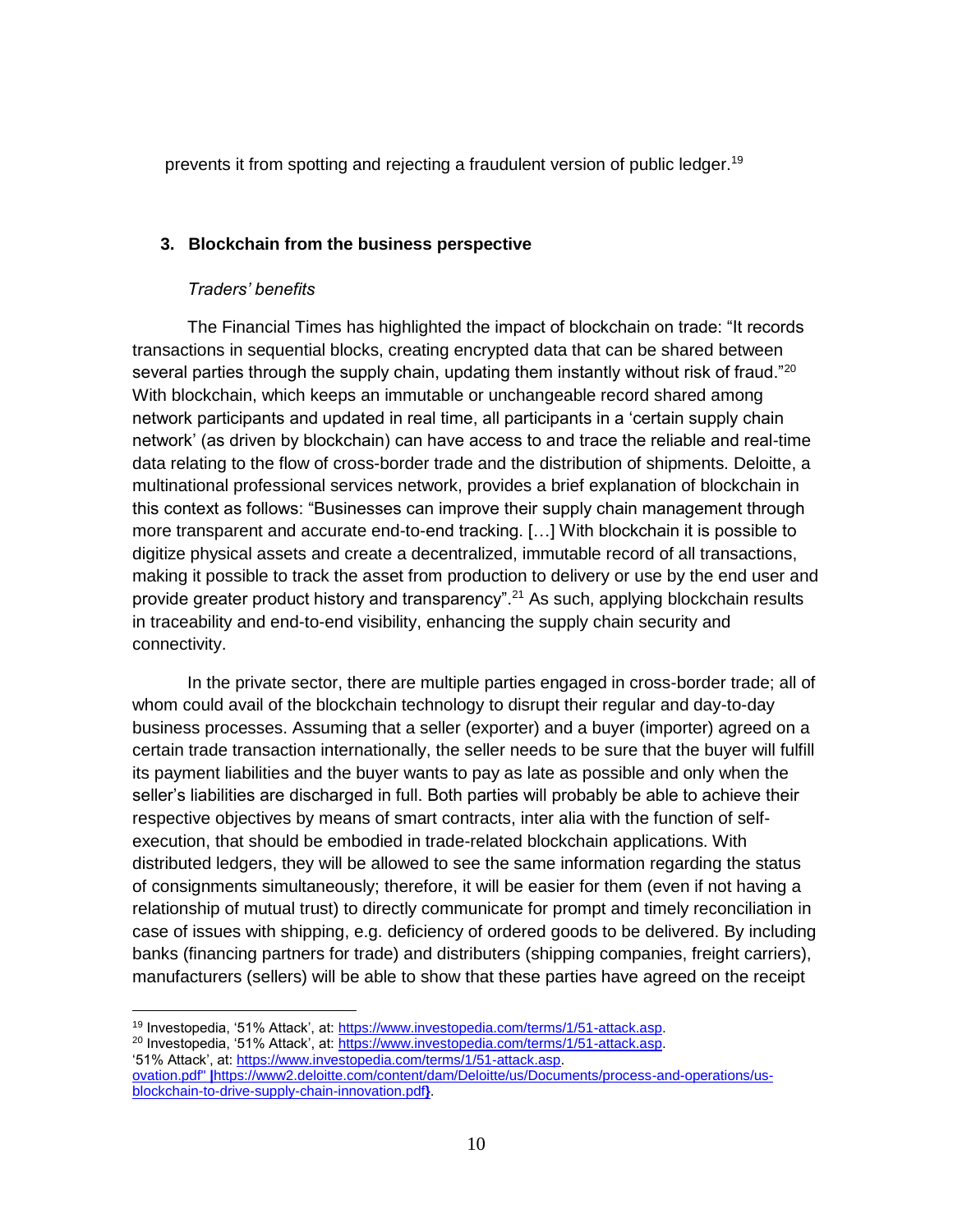prevents it from spotting and rejecting a fraudulent version of public ledger.[19]

### 3. Blockchain from the business perspective

*Traders' benefits*

The Financial Times has highlighted the impact of blockchain on trade: "It records transactions in sequential blocks, creating encrypted data that can be shared between several parties through the supply chain, updating them instantly without risk of fraud."[20] With blockchain, which keeps an immutable or unchangeable record shared among network participants and updated in real time, all participants in a 'certain supply chain network' (as driven by blockchain) can have access to and trace the reliable and real-time data relating to the flow of cross-border trade and the distribution of shipments. Deloitte, a multinational professional services network, provides a brief explanation of blockchain in this context as follows: "Businesses can improve their supply chain management through more transparent and accurate end-to-end tracking. […] With blockchain it is possible to digitize physical assets and create a decentralized, immutable record of all transactions, making it possible to track the asset from production to delivery or use by the end user and provide greater product history and transparency".[21] As such, applying blockchain results in traceability and end-to-end visibility, enhancing the supply chain security and connectivity.

In the private sector, there are multiple parties engaged in cross-border trade; all of whom could avail of the blockchain technology to disrupt their regular and day-to-day business processes. Assuming that a seller (exporter) and a buyer (importer) agreed on a certain trade transaction internationally, the seller needs to be sure that the buyer will fulfill its payment liabilities and the buyer wants to pay as late as possible and only when the seller's liabilities are discharged in full. Both parties will probably be able to achieve their respective objectives by means of smart contracts, inter alia with the function of self-execution, that should be embodied in trade-related blockchain applications. With distributed ledgers, they will be allowed to see the same information regarding the status of consignments simultaneously; therefore, it will be easier for them (even if not having a relationship of mutual trust) to directly communicate for prompt and timely reconciliation in case of issues with shipping, e.g. deficiency of ordered goods to be delivered. By including banks (financing partners for trade) and distributers (shipping companies, freight carriers), manufacturers (sellers) will be able to show that these parties have agreed on the receipt

---

[19] Investopedia, '51% Attack', at: https://www.investopedia.com/terms/1/51-attack.asp.
[20] Investopedia, '51% Attack', at: https://www.investopedia.com/terms/1/51-attack.asp.
'51% Attack', at: https://www.investopedia.com/terms/1/51-attack.asp.
ovation.pdf" |https://www2.deloitte.com/content/dam/Deloitte/us/Documents/process-and-operations/us-blockchain-to-drive-supply-chain-innovation.pdf}.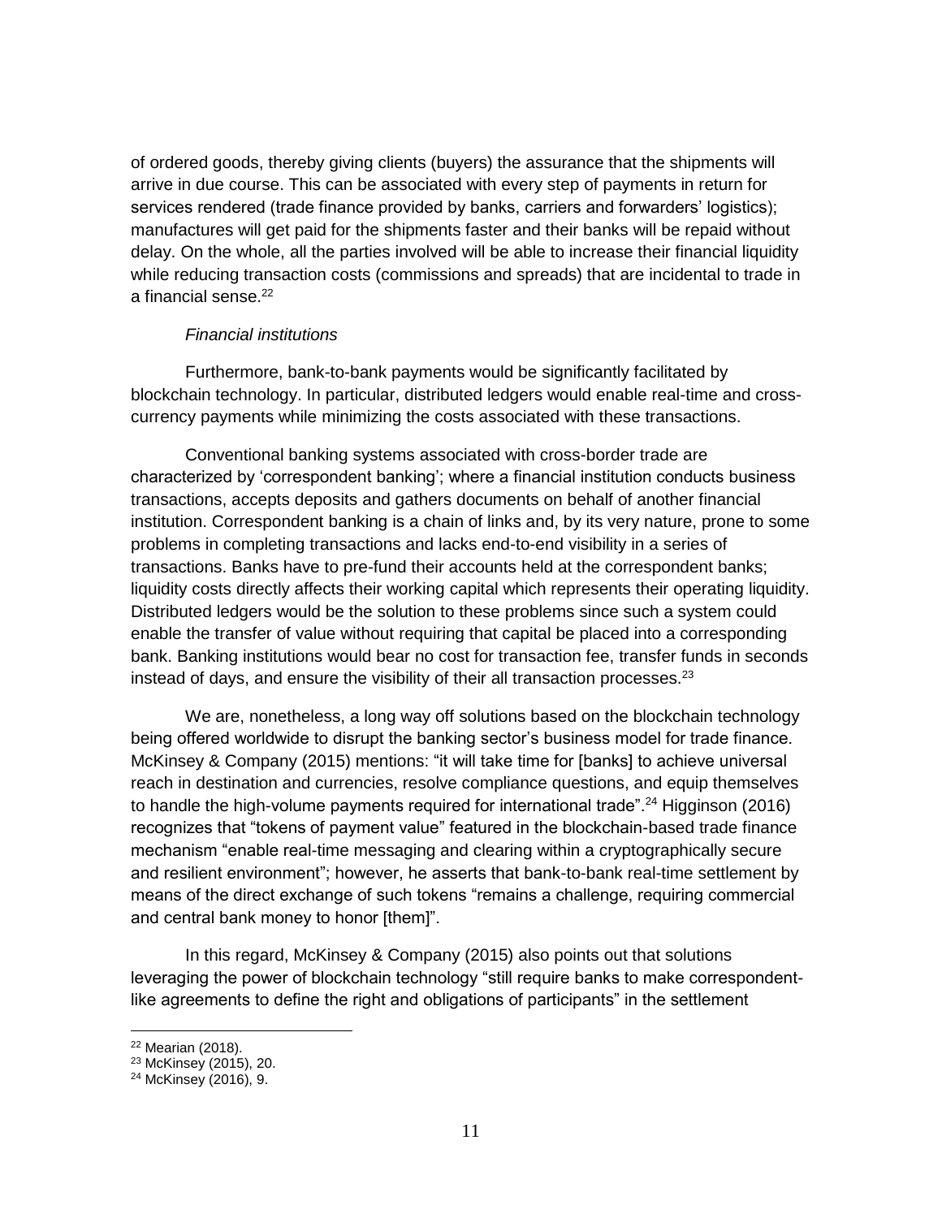of ordered goods, thereby giving clients (buyers) the assurance that the shipments will arrive in due course. This can be associated with every step of payments in return for services rendered (trade finance provided by banks, carriers and forwarders' logistics); manufactures will get paid for the shipments faster and their banks will be repaid without delay. On the whole, all the parties involved will be able to increase their financial liquidity while reducing transaction costs (commissions and spreads) that are incidental to trade in a financial sense.[22]

*Financial institutions*

Furthermore, bank-to-bank payments would be significantly facilitated by blockchain technology. In particular, distributed ledgers would enable real-time and cross-currency payments while minimizing the costs associated with these transactions.

Conventional banking systems associated with cross-border trade are characterized by 'correspondent banking'; where a financial institution conducts business transactions, accepts deposits and gathers documents on behalf of another financial institution. Correspondent banking is a chain of links and, by its very nature, prone to some problems in completing transactions and lacks end-to-end visibility in a series of transactions. Banks have to pre-fund their accounts held at the correspondent banks; liquidity costs directly affects their working capital which represents their operating liquidity. Distributed ledgers would be the solution to these problems since such a system could enable the transfer of value without requiring that capital be placed into a corresponding bank. Banking institutions would bear no cost for transaction fee, transfer funds in seconds instead of days, and ensure the visibility of their all transaction processes.[23]

We are, nonetheless, a long way off solutions based on the blockchain technology being offered worldwide to disrupt the banking sector's business model for trade finance. McKinsey & Company (2015) mentions: "it will take time for [banks] to achieve universal reach in destination and currencies, resolve compliance questions, and equip themselves to handle the high-volume payments required for international trade".[24] Higginson (2016) recognizes that "tokens of payment value" featured in the blockchain-based trade finance mechanism "enable real-time messaging and clearing within a cryptographically secure and resilient environment"; however, he asserts that bank-to-bank real-time settlement by means of the direct exchange of such tokens "remains a challenge, requiring commercial and central bank money to honor [them]".

In this regard, McKinsey & Company (2015) also points out that solutions leveraging the power of blockchain technology "still require banks to make correspondent-like agreements to define the right and obligations of participants" in the settlement

---

[22] Mearian (2018).

[23] McKinsey (2015), 20.

[24] McKinsey (2016), 9.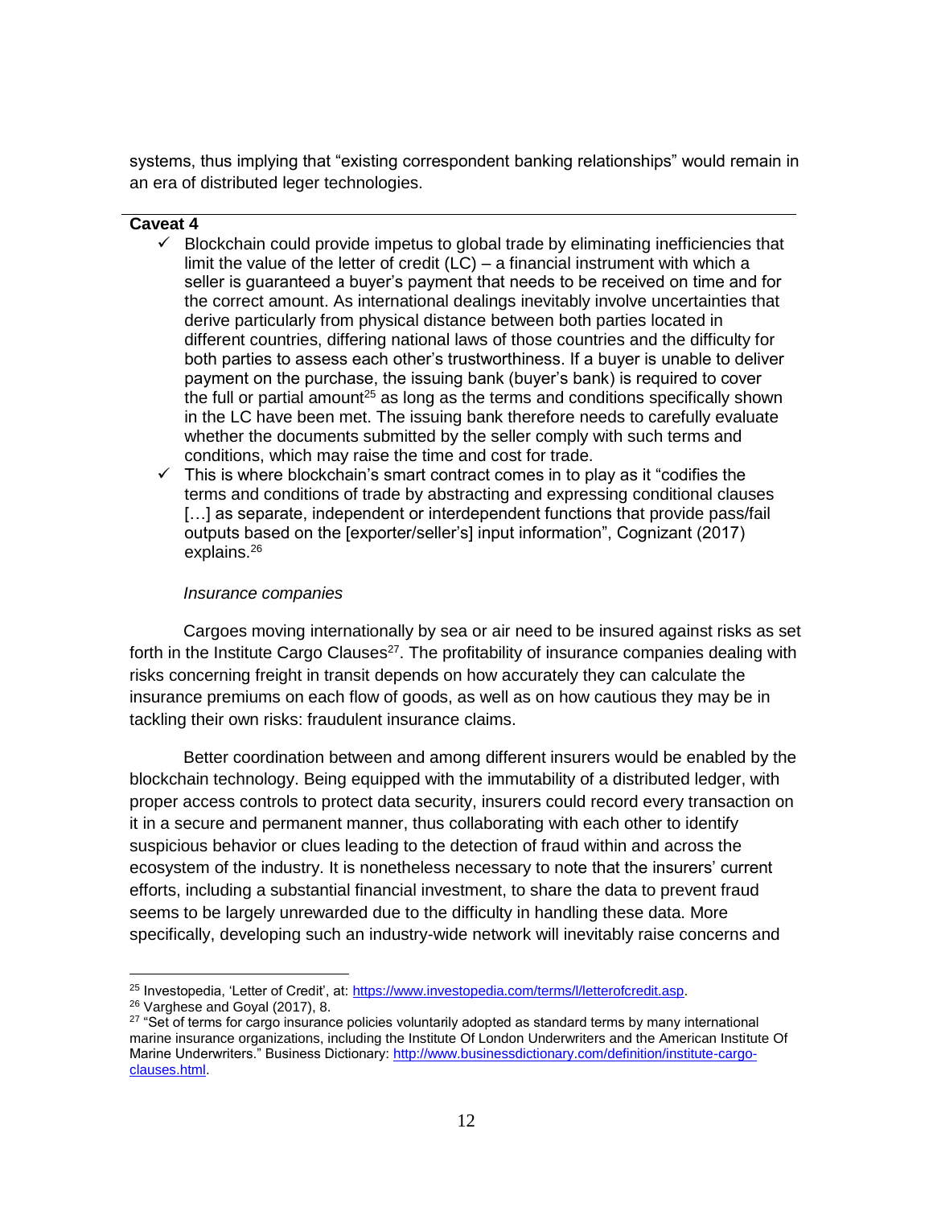systems, thus implying that "existing correspondent banking relationships" would remain in an era of distributed leger technologies.

---

**Caveat 4**

- ✓ Blockchain could provide impetus to global trade by eliminating inefficiencies that limit the value of the letter of credit (LC) – a financial instrument with which a seller is guaranteed a buyer's payment that needs to be received on time and for the correct amount. As international dealings inevitably involve uncertainties that derive particularly from physical distance between both parties located in different countries, differing national laws of those countries and the difficulty for both parties to assess each other's trustworthiness. If a buyer is unable to deliver payment on the purchase, the issuing bank (buyer's bank) is required to cover the full or partial amount[25] as long as the terms and conditions specifically shown in the LC have been met. The issuing bank therefore needs to carefully evaluate whether the documents submitted by the seller comply with such terms and conditions, which may raise the time and cost for trade.
- ✓ This is where blockchain's smart contract comes in to play as it "codifies the terms and conditions of trade by abstracting and expressing conditional clauses […] as separate, independent or interdependent functions that provide pass/fail outputs based on the [exporter/seller's] input information", Cognizant (2017) explains.[26]

*Insurance companies*

Cargoes moving internationally by sea or air need to be insured against risks as set forth in the Institute Cargo Clauses[27]. The profitability of insurance companies dealing with risks concerning freight in transit depends on how accurately they can calculate the insurance premiums on each flow of goods, as well as on how cautious they may be in tackling their own risks: fraudulent insurance claims.

Better coordination between and among different insurers would be enabled by the blockchain technology. Being equipped with the immutability of a distributed ledger, with proper access controls to protect data security, insurers could record every transaction on it in a secure and permanent manner, thus collaborating with each other to identify suspicious behavior or clues leading to the detection of fraud within and across the ecosystem of the industry. It is nonetheless necessary to note that the insurers' current efforts, including a substantial financial investment, to share the data to prevent fraud seems to be largely unrewarded due to the difficulty in handling these data. More specifically, developing such an industry-wide network will inevitably raise concerns and

---

[25] Investopedia, 'Letter of Credit', at: https://www.investopedia.com/terms/l/letterofcredit.asp.

[26] Varghese and Goyal (2017), 8.

[27] "Set of terms for cargo insurance policies voluntarily adopted as standard terms by many international marine insurance organizations, including the Institute Of London Underwriters and the American Institute Of Marine Underwriters." Business Dictionary: http://www.businessdictionary.com/definition/institute-cargo-clauses.html.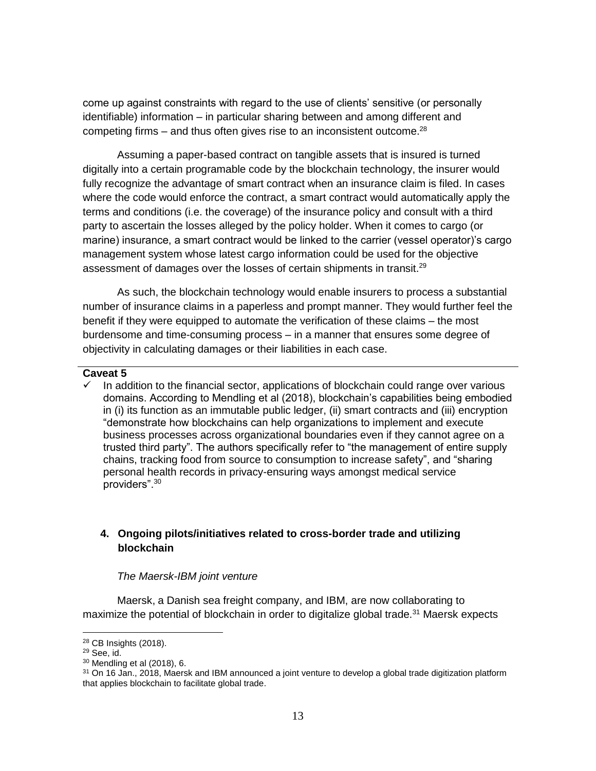come up against constraints with regard to the use of clients' sensitive (or personally identifiable) information – in particular sharing between and among different and competing firms – and thus often gives rise to an inconsistent outcome.[28]

Assuming a paper-based contract on tangible assets that is insured is turned digitally into a certain programable code by the blockchain technology, the insurer would fully recognize the advantage of smart contract when an insurance claim is filed. In cases where the code would enforce the contract, a smart contract would automatically apply the terms and conditions (i.e. the coverage) of the insurance policy and consult with a third party to ascertain the losses alleged by the policy holder. When it comes to cargo (or marine) insurance, a smart contract would be linked to the carrier (vessel operator)'s cargo management system whose latest cargo information could be used for the objective assessment of damages over the losses of certain shipments in transit.[29]

As such, the blockchain technology would enable insurers to process a substantial number of insurance claims in a paperless and prompt manner. They would further feel the benefit if they were equipped to automate the verification of these claims – the most burdensome and time-consuming process – in a manner that ensures some degree of objectivity in calculating damages or their liabilities in each case.

---

**Caveat 5**

- ✓ In addition to the financial sector, applications of blockchain could range over various domains. According to Mendling et al (2018), blockchain's capabilities being embodied in (i) its function as an immutable public ledger, (ii) smart contracts and (iii) encryption "demonstrate how blockchains can help organizations to implement and execute business processes across organizational boundaries even if they cannot agree on a trusted third party". The authors specifically refer to "the management of entire supply chains, tracking food from source to consumption to increase safety", and "sharing personal health records in privacy-ensuring ways amongst medical service providers".[30]

## 4. Ongoing pilots/initiatives related to cross-border trade and utilizing blockchain

*The Maersk-IBM joint venture*

Maersk, a Danish sea freight company, and IBM, are now collaborating to maximize the potential of blockchain in order to digitalize global trade.[31] Maersk expects

---

[28] CB Insights (2018).

[29] See, id.

[30] Mendling et al (2018), 6.

[31] On 16 Jan., 2018, Maersk and IBM announced a joint venture to develop a global trade digitization platform that applies blockchain to facilitate global trade.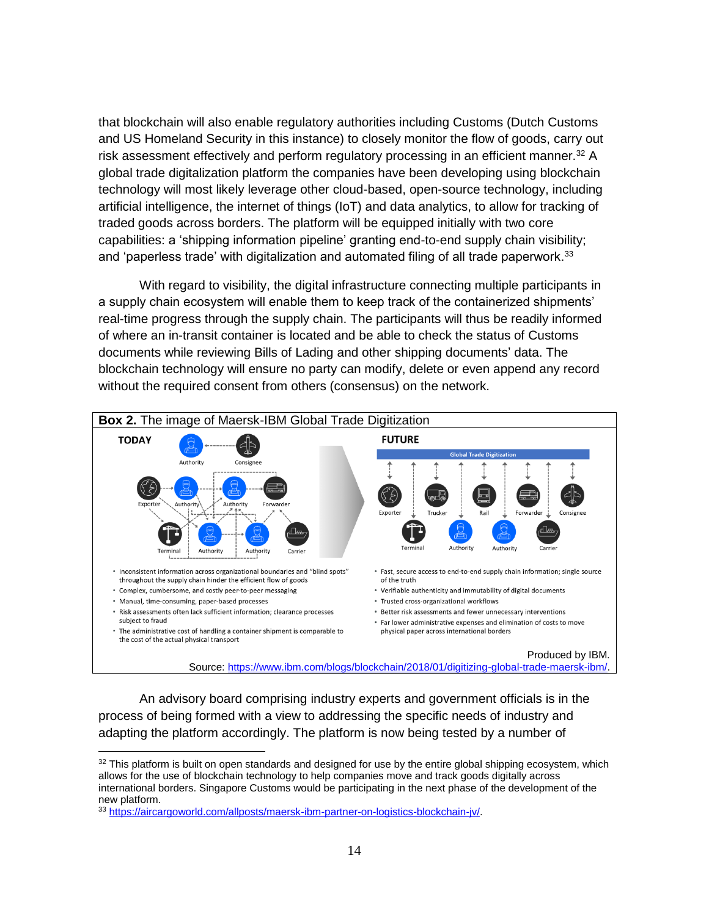that blockchain will also enable regulatory authorities including Customs (Dutch Customs and US Homeland Security in this instance) to closely monitor the flow of goods, carry out risk assessment effectively and perform regulatory processing in an efficient manner.[32] A global trade digitalization platform the companies have been developing using blockchain technology will most likely leverage other cloud-based, open-source technology, including artificial intelligence, the internet of things (IoT) and data analytics, to allow for tracking of traded goods across borders. The platform will be equipped initially with two core capabilities: a 'shipping information pipeline' granting end-to-end supply chain visibility; and 'paperless trade' with digitalization and automated filing of all trade paperwork.[33]

With regard to visibility, the digital infrastructure connecting multiple participants in a supply chain ecosystem will enable them to keep track of the containerized shipments' real-time progress through the supply chain. The participants will thus be readily informed of where an in-transit container is located and be able to check the status of Customs documents while reviewing Bills of Lading and other shipping documents' data. The blockchain technology will ensure no party can modify, delete or even append any record without the required consent from others (consensus) on the network.

**Box 2.** The image of Maersk-IBM Global Trade Digitization

**TODAY**

Authority, Consignee, Exporter, Authority, Authority, Forwarder, Terminal, Authority, Authority, Carrier

- Inconsistent information across organizational boundaries and "blind spots" throughout the supply chain hinder the efficient flow of goods
- Complex, cumbersome, and costly peer-to-peer messaging
- Manual, time-consuming, paper-based processes
- Risk assessments often lack sufficient information; clearance processes subject to fraud
- The administrative cost of handling a container shipment is comparable to the cost of the actual physical transport

**FUTURE**

Global Trade Digitization

Exporter, Trucker, Rail, Forwarder, Consignee, Terminal, Authority, Authority, Carrier

- Fast, secure access to end-to-end supply chain information; single source of the truth
- Verifiable authenticity and immutability of digital documents
- Trusted cross-organizational workflows
- Better risk assessments and fewer unnecessary interventions
- Far lower administrative expenses and elimination of costs to move physical paper across international borders

Produced by IBM.
Source: https://www.ibm.com/blogs/blockchain/2018/01/digitizing-global-trade-maersk-ibm/.

An advisory board comprising industry experts and government officials is in the process of being formed with a view to addressing the specific needs of industry and adapting the platform accordingly. The platform is now being tested by a number of

---

[32] This platform is built on open standards and designed for use by the entire global shipping ecosystem, which allows for the use of blockchain technology to help companies move and track goods digitally across international borders. Singapore Customs would be participating in the next phase of the development of the new platform.

[33] https://aircargoworld.com/allposts/maersk-ibm-partner-on-logistics-blockchain-jv/.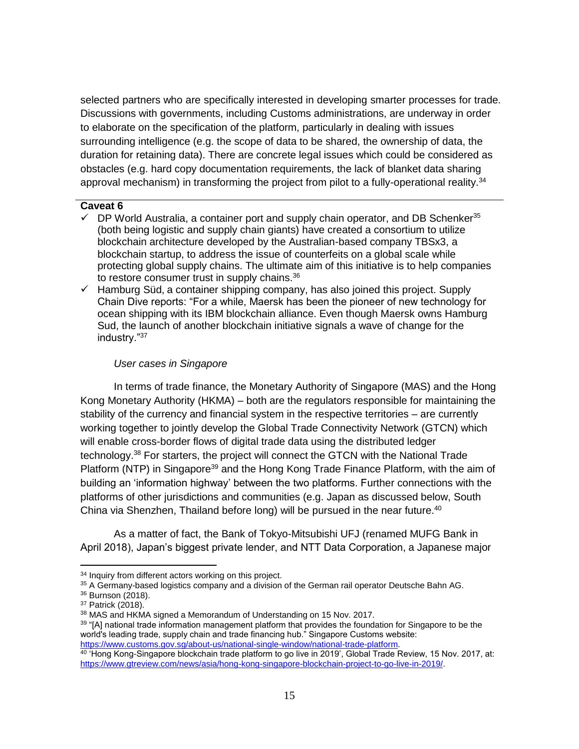selected partners who are specifically interested in developing smarter processes for trade. Discussions with governments, including Customs administrations, are underway in order to elaborate on the specification of the platform, particularly in dealing with issues surrounding intelligence (e.g. the scope of data to be shared, the ownership of data, the duration for retaining data). There are concrete legal issues which could be considered as obstacles (e.g. hard copy documentation requirements, the lack of blanket data sharing approval mechanism) in transforming the project from pilot to a fully-operational reality.[34]

---

**Caveat 6**

- ✓ DP World Australia, a container port and supply chain operator, and DB Schenker[35] (both being logistic and supply chain giants) have created a consortium to utilize blockchain architecture developed by the Australian-based company TBSx3, a blockchain startup, to address the issue of counterfeits on a global scale while protecting global supply chains. The ultimate aim of this initiative is to help companies to restore consumer trust in supply chains.[36]
- ✓ Hamburg Süd, a container shipping company, has also joined this project. Supply Chain Dive reports: "For a while, Maersk has been the pioneer of new technology for ocean shipping with its IBM blockchain alliance. Even though Maersk owns Hamburg Sud, the launch of another blockchain initiative signals a wave of change for the industry."[37]

*User cases in Singapore*

In terms of trade finance, the Monetary Authority of Singapore (MAS) and the Hong Kong Monetary Authority (HKMA) – both are the regulators responsible for maintaining the stability of the currency and financial system in the respective territories – are currently working together to jointly develop the Global Trade Connectivity Network (GTCN) which will enable cross-border flows of digital trade data using the distributed ledger technology.[38] For starters, the project will connect the GTCN with the National Trade Platform (NTP) in Singapore[39] and the Hong Kong Trade Finance Platform, with the aim of building an 'information highway' between the two platforms. Further connections with the platforms of other jurisdictions and communities (e.g. Japan as discussed below, South China via Shenzhen, Thailand before long) will be pursued in the near future.[40]

As a matter of fact, the Bank of Tokyo-Mitsubishi UFJ (renamed MUFG Bank in April 2018), Japan's biggest private lender, and NTT Data Corporation, a Japanese major

---

[34] Inquiry from different actors working on this project.

[35] A Germany-based logistics company and a division of the German rail operator Deutsche Bahn AG.

[36] Burnson (2018).

[37] Patrick (2018).

[38] MAS and HKMA signed a Memorandum of Understanding on 15 Nov. 2017.

[39] "[A] national trade information management platform that provides the foundation for Singapore to be the world's leading trade, supply chain and trade financing hub." Singapore Customs website: https://www.customs.gov.sg/about-us/national-single-window/national-trade-platform.

[40] 'Hong Kong-Singapore blockchain trade platform to go live in 2019', Global Trade Review, 15 Nov. 2017, at: https://www.gtreview.com/news/asia/hong-kong-singapore-blockchain-project-to-go-live-in-2019/.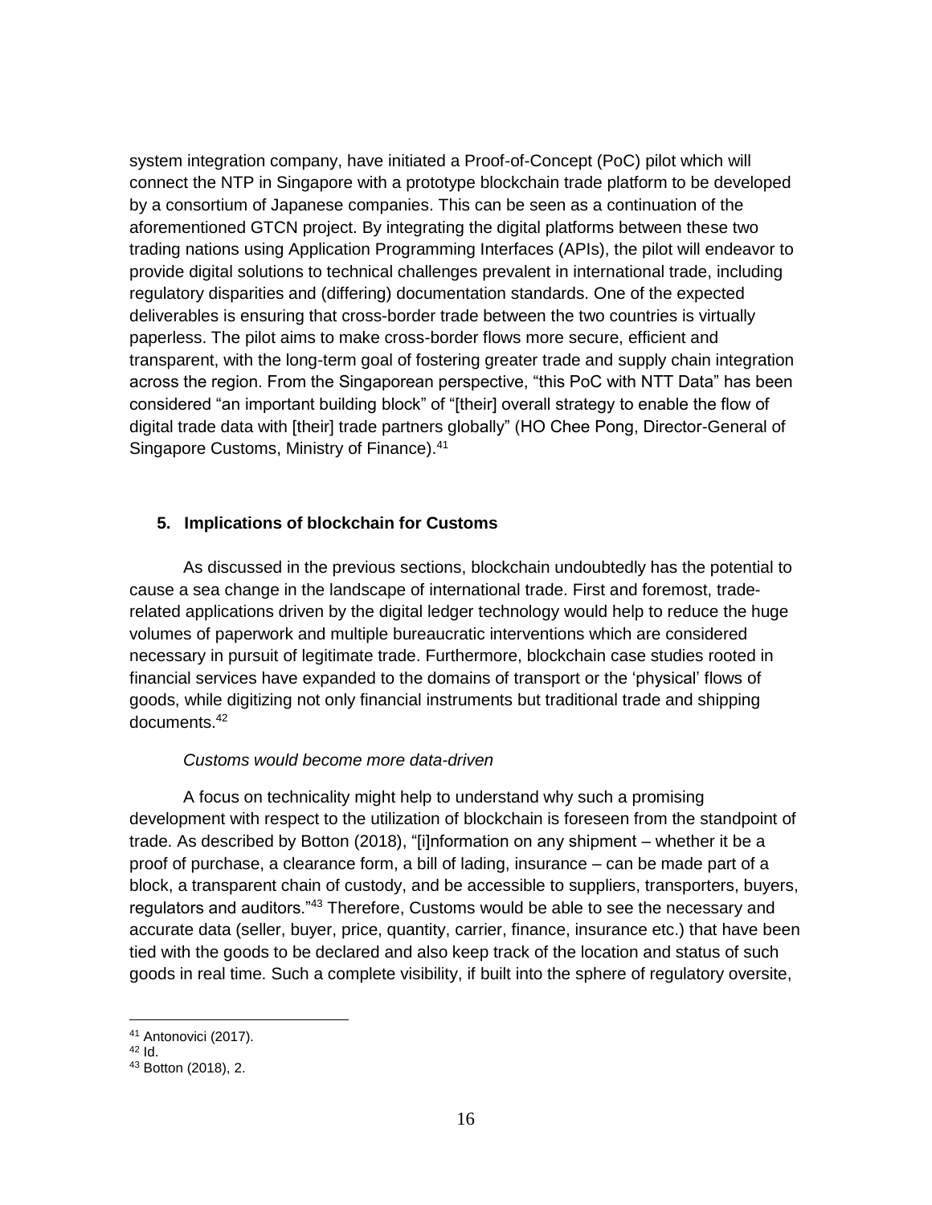system integration company, have initiated a Proof-of-Concept (PoC) pilot which will connect the NTP in Singapore with a prototype blockchain trade platform to be developed by a consortium of Japanese companies. This can be seen as a continuation of the aforementioned GTCN project. By integrating the digital platforms between these two trading nations using Application Programming Interfaces (APIs), the pilot will endeavor to provide digital solutions to technical challenges prevalent in international trade, including regulatory disparities and (differing) documentation standards. One of the expected deliverables is ensuring that cross-border trade between the two countries is virtually paperless. The pilot aims to make cross-border flows more secure, efficient and transparent, with the long-term goal of fostering greater trade and supply chain integration across the region. From the Singaporean perspective, "this PoC with NTT Data" has been considered "an important building block" of "[their] overall strategy to enable the flow of digital trade data with [their] trade partners globally" (HO Chee Pong, Director-General of Singapore Customs, Ministry of Finance).[41]

## 5. Implications of blockchain for Customs

As discussed in the previous sections, blockchain undoubtedly has the potential to cause a sea change in the landscape of international trade. First and foremost, trade-related applications driven by the digital ledger technology would help to reduce the huge volumes of paperwork and multiple bureaucratic interventions which are considered necessary in pursuit of legitimate trade. Furthermore, blockchain case studies rooted in financial services have expanded to the domains of transport or the 'physical' flows of goods, while digitizing not only financial instruments but traditional trade and shipping documents.[42]

*Customs would become more data-driven*

A focus on technicality might help to understand why such a promising development with respect to the utilization of blockchain is foreseen from the standpoint of trade. As described by Botton (2018), "[i]nformation on any shipment – whether it be a proof of purchase, a clearance form, a bill of lading, insurance – can be made part of a block, a transparent chain of custody, and be accessible to suppliers, transporters, buyers, regulators and auditors."[43] Therefore, Customs would be able to see the necessary and accurate data (seller, buyer, price, quantity, carrier, finance, insurance etc.) that have been tied with the goods to be declared and also keep track of the location and status of such goods in real time. Such a complete visibility, if built into the sphere of regulatory oversite,

---

[41] Antonovici (2017).

[42] Id.

[43] Botton (2018), 2.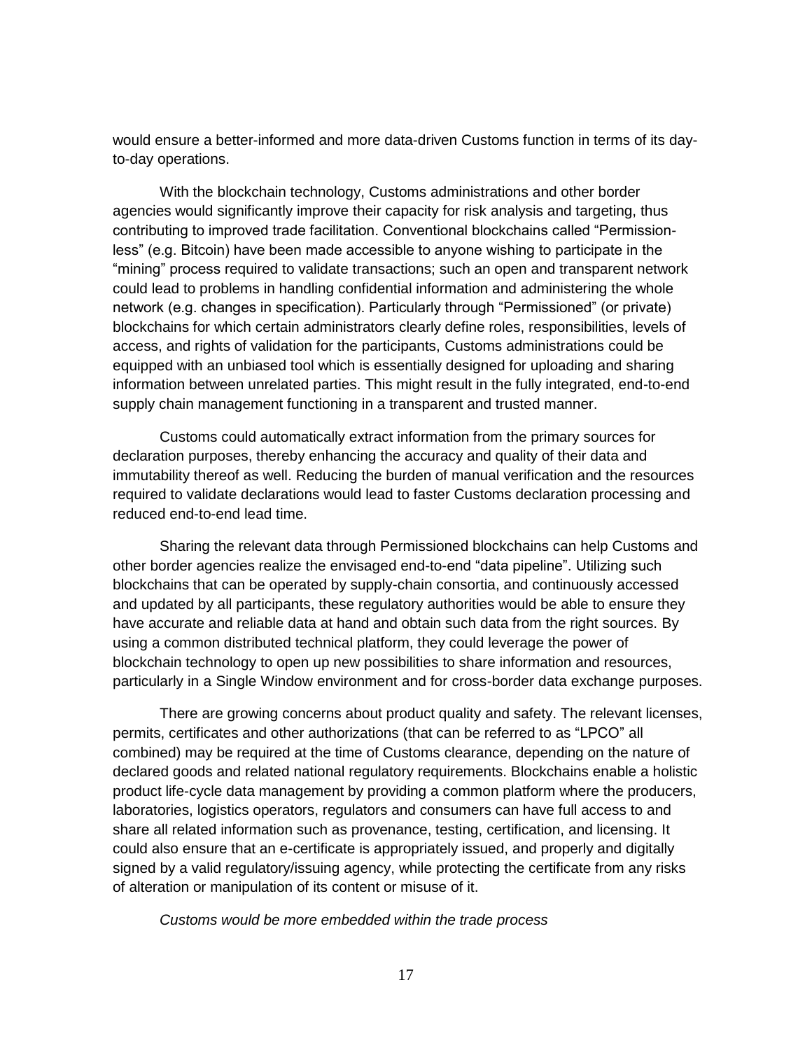would ensure a better-informed and more data-driven Customs function in terms of its day-to-day operations.

With the blockchain technology, Customs administrations and other border agencies would significantly improve their capacity for risk analysis and targeting, thus contributing to improved trade facilitation. Conventional blockchains called "Permission-less" (e.g. Bitcoin) have been made accessible to anyone wishing to participate in the "mining" process required to validate transactions; such an open and transparent network could lead to problems in handling confidential information and administering the whole network (e.g. changes in specification). Particularly through "Permissioned" (or private) blockchains for which certain administrators clearly define roles, responsibilities, levels of access, and rights of validation for the participants, Customs administrations could be equipped with an unbiased tool which is essentially designed for uploading and sharing information between unrelated parties. This might result in the fully integrated, end-to-end supply chain management functioning in a transparent and trusted manner.

Customs could automatically extract information from the primary sources for declaration purposes, thereby enhancing the accuracy and quality of their data and immutability thereof as well. Reducing the burden of manual verification and the resources required to validate declarations would lead to faster Customs declaration processing and reduced end-to-end lead time.

Sharing the relevant data through Permissioned blockchains can help Customs and other border agencies realize the envisaged end-to-end "data pipeline". Utilizing such blockchains that can be operated by supply-chain consortia, and continuously accessed and updated by all participants, these regulatory authorities would be able to ensure they have accurate and reliable data at hand and obtain such data from the right sources. By using a common distributed technical platform, they could leverage the power of blockchain technology to open up new possibilities to share information and resources, particularly in a Single Window environment and for cross-border data exchange purposes.

There are growing concerns about product quality and safety. The relevant licenses, permits, certificates and other authorizations (that can be referred to as "LPCO" all combined) may be required at the time of Customs clearance, depending on the nature of declared goods and related national regulatory requirements. Blockchains enable a holistic product life-cycle data management by providing a common platform where the producers, laboratories, logistics operators, regulators and consumers can have full access to and share all related information such as provenance, testing, certification, and licensing. It could also ensure that an e-certificate is appropriately issued, and properly and digitally signed by a valid regulatory/issuing agency, while protecting the certificate from any risks of alteration or manipulation of its content or misuse of it.

*Customs would be more embedded within the trade process*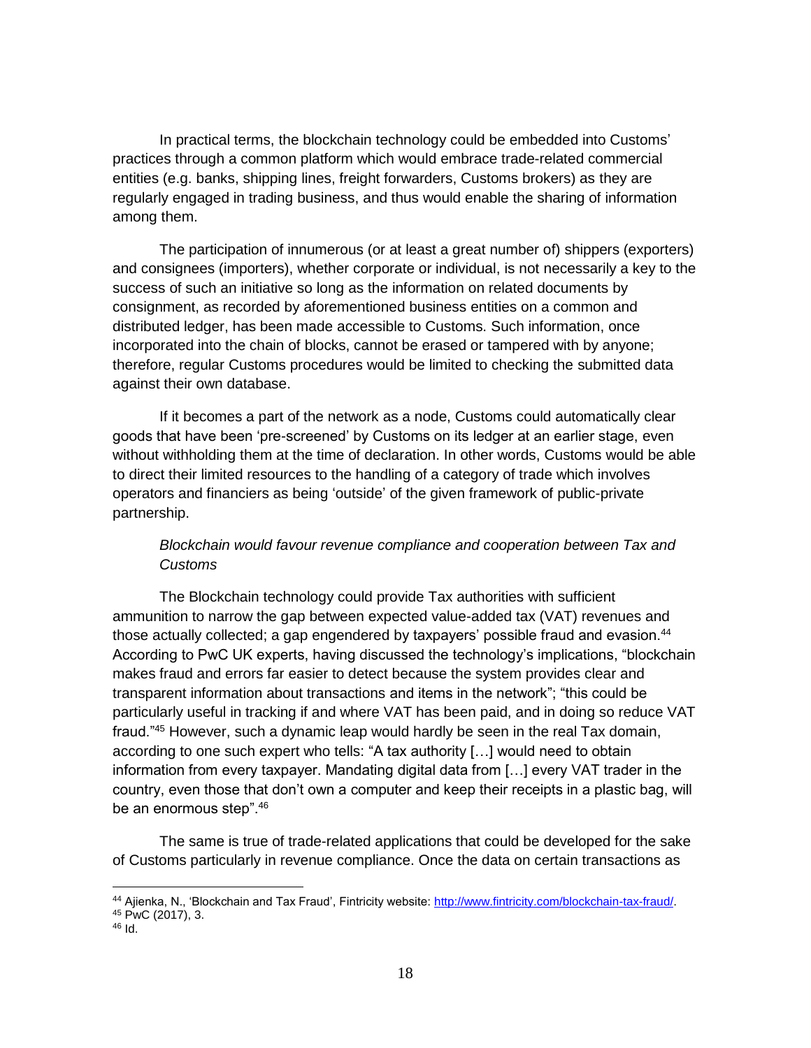In practical terms, the blockchain technology could be embedded into Customs' practices through a common platform which would embrace trade-related commercial entities (e.g. banks, shipping lines, freight forwarders, Customs brokers) as they are regularly engaged in trading business, and thus would enable the sharing of information among them.

The participation of innumerous (or at least a great number of) shippers (exporters) and consignees (importers), whether corporate or individual, is not necessarily a key to the success of such an initiative so long as the information on related documents by consignment, as recorded by aforementioned business entities on a common and distributed ledger, has been made accessible to Customs. Such information, once incorporated into the chain of blocks, cannot be erased or tampered with by anyone; therefore, regular Customs procedures would be limited to checking the submitted data against their own database.

If it becomes a part of the network as a node, Customs could automatically clear goods that have been 'pre-screened' by Customs on its ledger at an earlier stage, even without withholding them at the time of declaration. In other words, Customs would be able to direct their limited resources to the handling of a category of trade which involves operators and financiers as being 'outside' of the given framework of public-private partnership.

*Blockchain would favour revenue compliance and cooperation between Tax and Customs*

The Blockchain technology could provide Tax authorities with sufficient ammunition to narrow the gap between expected value-added tax (VAT) revenues and those actually collected; a gap engendered by taxpayers' possible fraud and evasion.[44] According to PwC UK experts, having discussed the technology's implications, "blockchain makes fraud and errors far easier to detect because the system provides clear and transparent information about transactions and items in the network"; "this could be particularly useful in tracking if and where VAT has been paid, and in doing so reduce VAT fraud."[45] However, such a dynamic leap would hardly be seen in the real Tax domain, according to one such expert who tells: "A tax authority […] would need to obtain information from every taxpayer. Mandating digital data from […] every VAT trader in the country, even those that don't own a computer and keep their receipts in a plastic bag, will be an enormous step".[46]

The same is true of trade-related applications that could be developed for the sake of Customs particularly in revenue compliance. Once the data on certain transactions as

---

[44] Ajienka, N., 'Blockchain and Tax Fraud', Fintricity website: http://www.fintricity.com/blockchain-tax-fraud/.

[45] PwC (2017), 3.

[46] Id.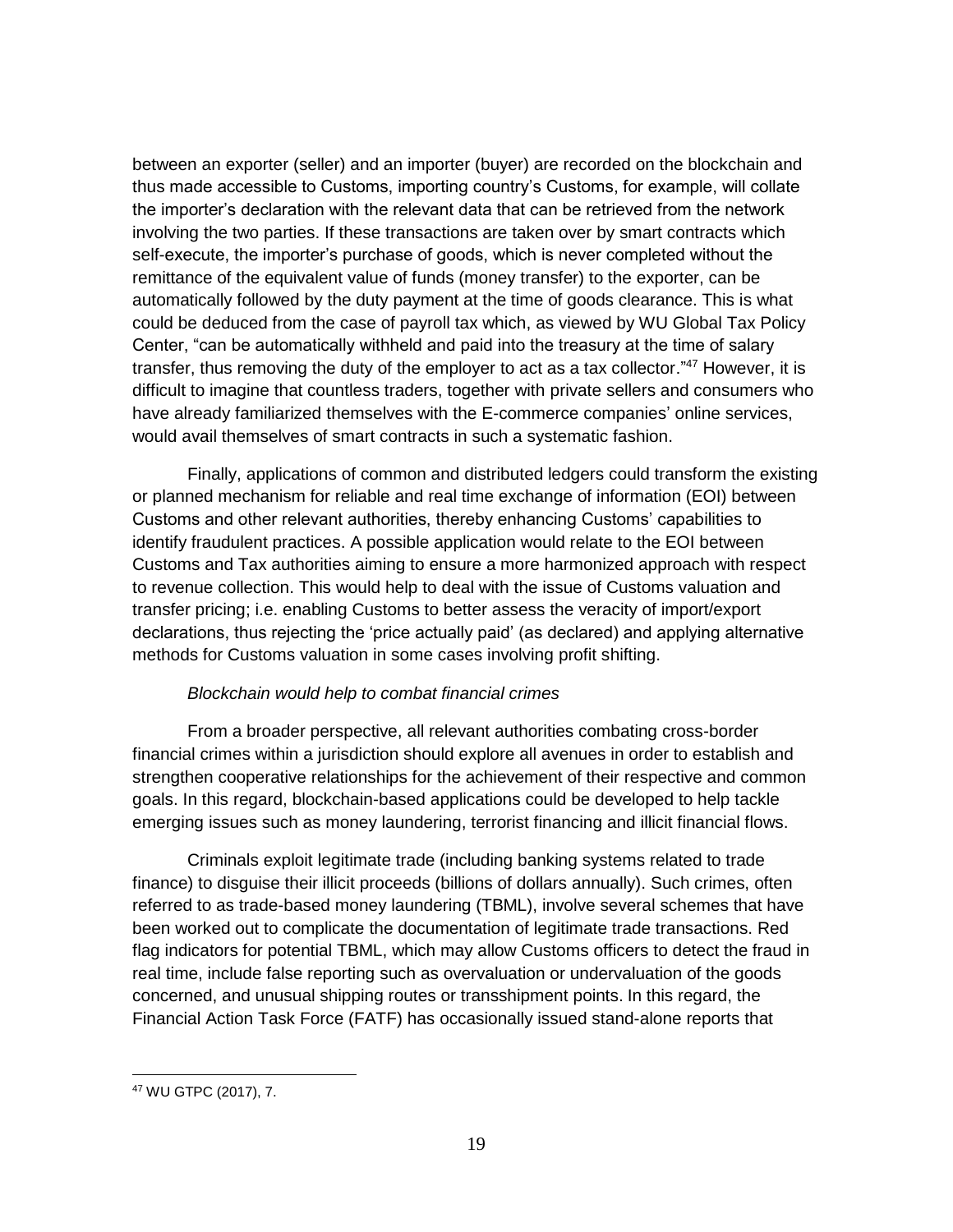between an exporter (seller) and an importer (buyer) are recorded on the blockchain and thus made accessible to Customs, importing country's Customs, for example, will collate the importer's declaration with the relevant data that can be retrieved from the network involving the two parties. If these transactions are taken over by smart contracts which self-execute, the importer's purchase of goods, which is never completed without the remittance of the equivalent value of funds (money transfer) to the exporter, can be automatically followed by the duty payment at the time of goods clearance. This is what could be deduced from the case of payroll tax which, as viewed by WU Global Tax Policy Center, "can be automatically withheld and paid into the treasury at the time of salary transfer, thus removing the duty of the employer to act as a tax collector."[47] However, it is difficult to imagine that countless traders, together with private sellers and consumers who have already familiarized themselves with the E-commerce companies' online services, would avail themselves of smart contracts in such a systematic fashion.

Finally, applications of common and distributed ledgers could transform the existing or planned mechanism for reliable and real time exchange of information (EOI) between Customs and other relevant authorities, thereby enhancing Customs' capabilities to identify fraudulent practices. A possible application would relate to the EOI between Customs and Tax authorities aiming to ensure a more harmonized approach with respect to revenue collection. This would help to deal with the issue of Customs valuation and transfer pricing; i.e. enabling Customs to better assess the veracity of import/export declarations, thus rejecting the 'price actually paid' (as declared) and applying alternative methods for Customs valuation in some cases involving profit shifting.

*Blockchain would help to combat financial crimes*

From a broader perspective, all relevant authorities combating cross-border financial crimes within a jurisdiction should explore all avenues in order to establish and strengthen cooperative relationships for the achievement of their respective and common goals. In this regard, blockchain-based applications could be developed to help tackle emerging issues such as money laundering, terrorist financing and illicit financial flows.

Criminals exploit legitimate trade (including banking systems related to trade finance) to disguise their illicit proceeds (billions of dollars annually). Such crimes, often referred to as trade-based money laundering (TBML), involve several schemes that have been worked out to complicate the documentation of legitimate trade transactions. Red flag indicators for potential TBML, which may allow Customs officers to detect the fraud in real time, include false reporting such as overvaluation or undervaluation of the goods concerned, and unusual shipping routes or transshipment points. In this regard, the Financial Action Task Force (FATF) has occasionally issued stand-alone reports that

[47] WU GTPC (2017), 7.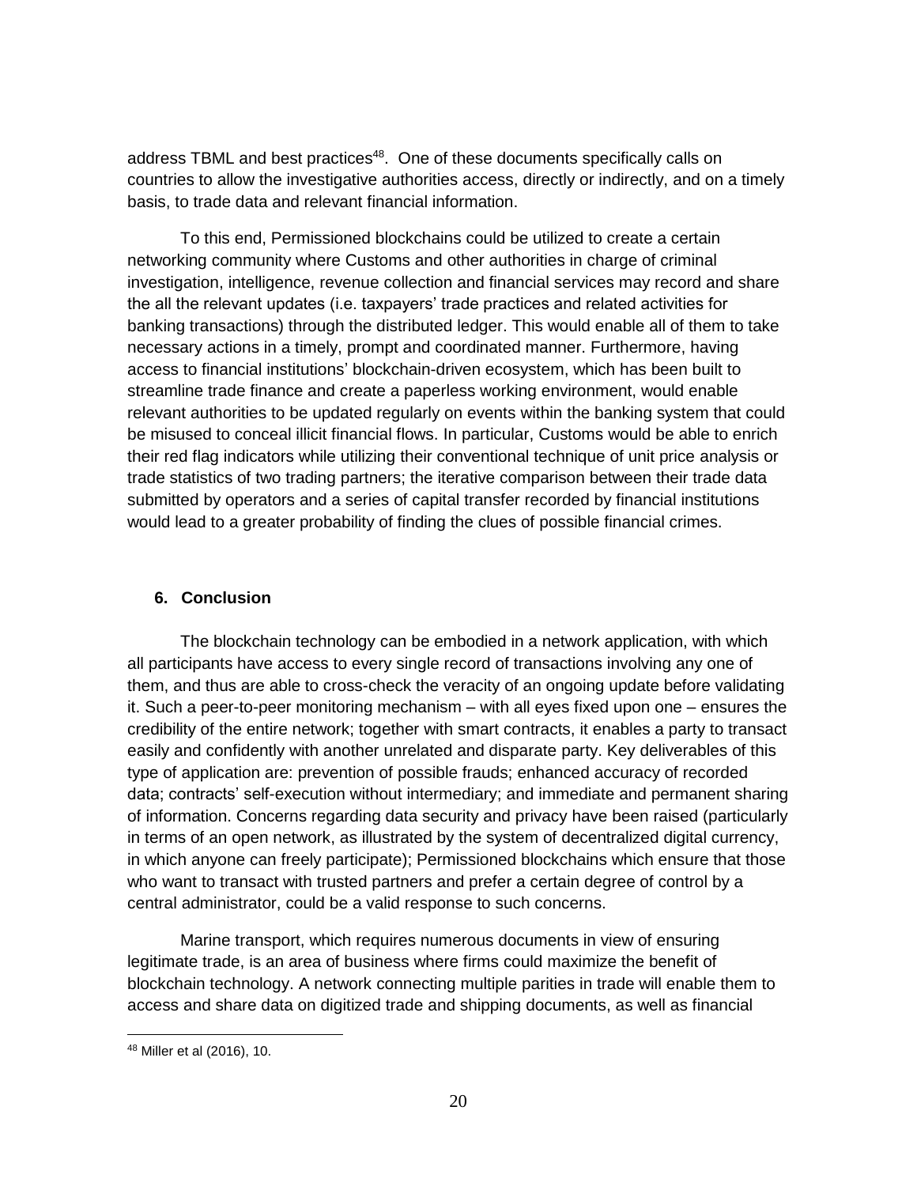address TBML and best practices[48]. One of these documents specifically calls on countries to allow the investigative authorities access, directly or indirectly, and on a timely basis, to trade data and relevant financial information.

To this end, Permissioned blockchains could be utilized to create a certain networking community where Customs and other authorities in charge of criminal investigation, intelligence, revenue collection and financial services may record and share the all the relevant updates (i.e. taxpayers' trade practices and related activities for banking transactions) through the distributed ledger. This would enable all of them to take necessary actions in a timely, prompt and coordinated manner. Furthermore, having access to financial institutions' blockchain-driven ecosystem, which has been built to streamline trade finance and create a paperless working environment, would enable relevant authorities to be updated regularly on events within the banking system that could be misused to conceal illicit financial flows. In particular, Customs would be able to enrich their red flag indicators while utilizing their conventional technique of unit price analysis or trade statistics of two trading partners; the iterative comparison between their trade data submitted by operators and a series of capital transfer recorded by financial institutions would lead to a greater probability of finding the clues of possible financial crimes.

## 6. Conclusion

The blockchain technology can be embodied in a network application, with which all participants have access to every single record of transactions involving any one of them, and thus are able to cross-check the veracity of an ongoing update before validating it. Such a peer-to-peer monitoring mechanism – with all eyes fixed upon one – ensures the credibility of the entire network; together with smart contracts, it enables a party to transact easily and confidently with another unrelated and disparate party. Key deliverables of this type of application are: prevention of possible frauds; enhanced accuracy of recorded data; contracts' self-execution without intermediary; and immediate and permanent sharing of information. Concerns regarding data security and privacy have been raised (particularly in terms of an open network, as illustrated by the system of decentralized digital currency, in which anyone can freely participate); Permissioned blockchains which ensure that those who want to transact with trusted partners and prefer a certain degree of control by a central administrator, could be a valid response to such concerns.

Marine transport, which requires numerous documents in view of ensuring legitimate trade, is an area of business where firms could maximize the benefit of blockchain technology. A network connecting multiple parities in trade will enable them to access and share data on digitized trade and shipping documents, as well as financial

[48] Miller et al (2016), 10.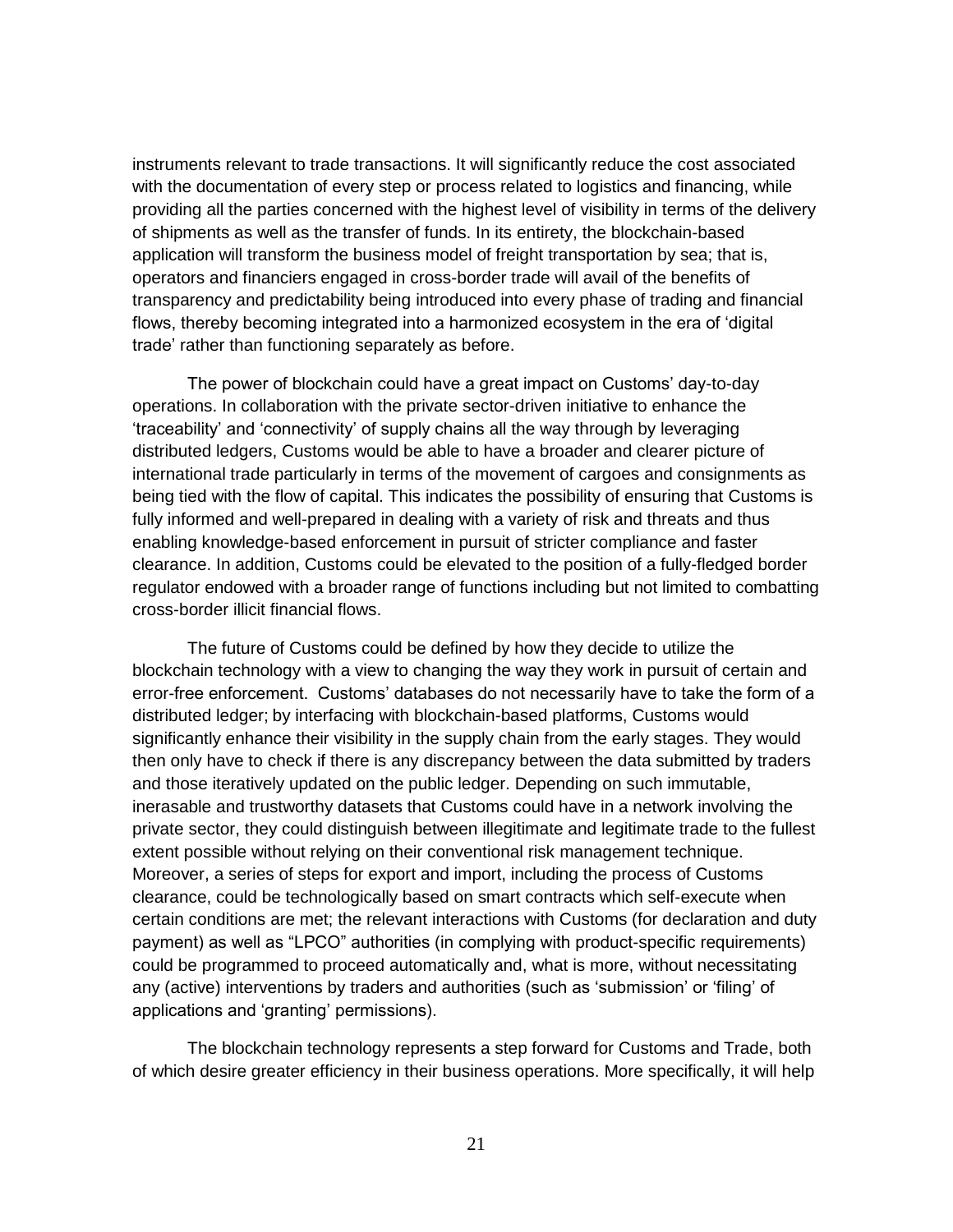instruments relevant to trade transactions. It will significantly reduce the cost associated with the documentation of every step or process related to logistics and financing, while providing all the parties concerned with the highest level of visibility in terms of the delivery of shipments as well as the transfer of funds. In its entirety, the blockchain-based application will transform the business model of freight transportation by sea; that is, operators and financiers engaged in cross-border trade will avail of the benefits of transparency and predictability being introduced into every phase of trading and financial flows, thereby becoming integrated into a harmonized ecosystem in the era of 'digital trade' rather than functioning separately as before.

The power of blockchain could have a great impact on Customs' day-to-day operations. In collaboration with the private sector-driven initiative to enhance the 'traceability' and 'connectivity' of supply chains all the way through by leveraging distributed ledgers, Customs would be able to have a broader and clearer picture of international trade particularly in terms of the movement of cargoes and consignments as being tied with the flow of capital. This indicates the possibility of ensuring that Customs is fully informed and well-prepared in dealing with a variety of risk and threats and thus enabling knowledge-based enforcement in pursuit of stricter compliance and faster clearance. In addition, Customs could be elevated to the position of a fully-fledged border regulator endowed with a broader range of functions including but not limited to combatting cross-border illicit financial flows.

The future of Customs could be defined by how they decide to utilize the blockchain technology with a view to changing the way they work in pursuit of certain and error-free enforcement. Customs' databases do not necessarily have to take the form of a distributed ledger; by interfacing with blockchain-based platforms, Customs would significantly enhance their visibility in the supply chain from the early stages. They would then only have to check if there is any discrepancy between the data submitted by traders and those iteratively updated on the public ledger. Depending on such immutable, inerasable and trustworthy datasets that Customs could have in a network involving the private sector, they could distinguish between illegitimate and legitimate trade to the fullest extent possible without relying on their conventional risk management technique. Moreover, a series of steps for export and import, including the process of Customs clearance, could be technologically based on smart contracts which self-execute when certain conditions are met; the relevant interactions with Customs (for declaration and duty payment) as well as "LPCO" authorities (in complying with product-specific requirements) could be programmed to proceed automatically and, what is more, without necessitating any (active) interventions by traders and authorities (such as 'submission' or 'filing' of applications and 'granting' permissions).

The blockchain technology represents a step forward for Customs and Trade, both of which desire greater efficiency in their business operations. More specifically, it will help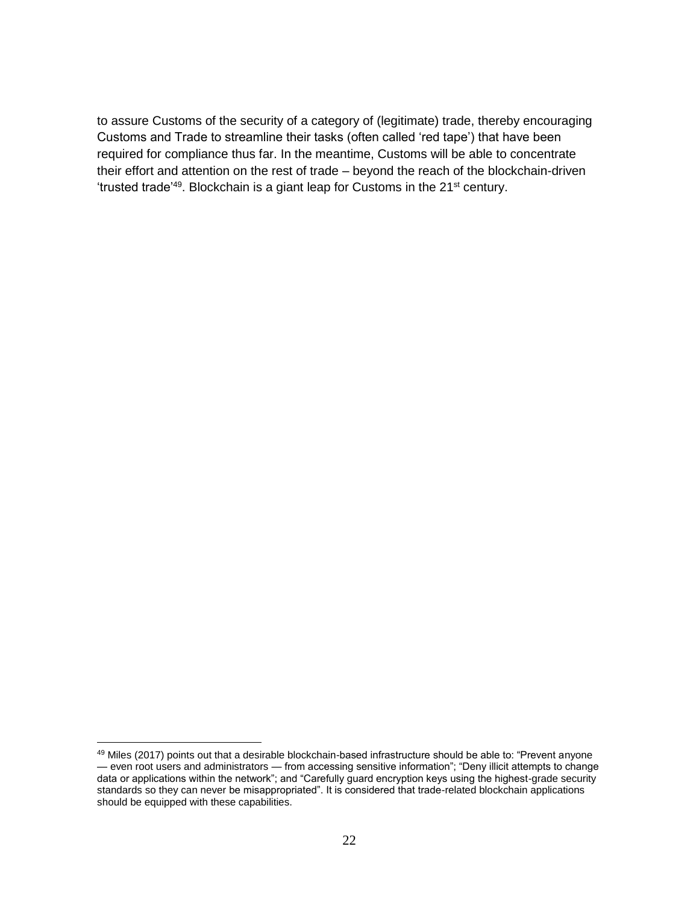to assure Customs of the security of a category of (legitimate) trade, thereby encouraging Customs and Trade to streamline their tasks (often called 'red tape') that have been required for compliance thus far. In the meantime, Customs will be able to concentrate their effort and attention on the rest of trade – beyond the reach of the blockchain-driven 'trusted trade'[49]. Blockchain is a giant leap for Customs in the 21st century.

---

[49] Miles (2017) points out that a desirable blockchain-based infrastructure should be able to: "Prevent anyone — even root users and administrators — from accessing sensitive information"; "Deny illicit attempts to change data or applications within the network"; and "Carefully guard encryption keys using the highest-grade security standards so they can never be misappropriated". It is considered that trade-related blockchain applications should be equipped with these capabilities.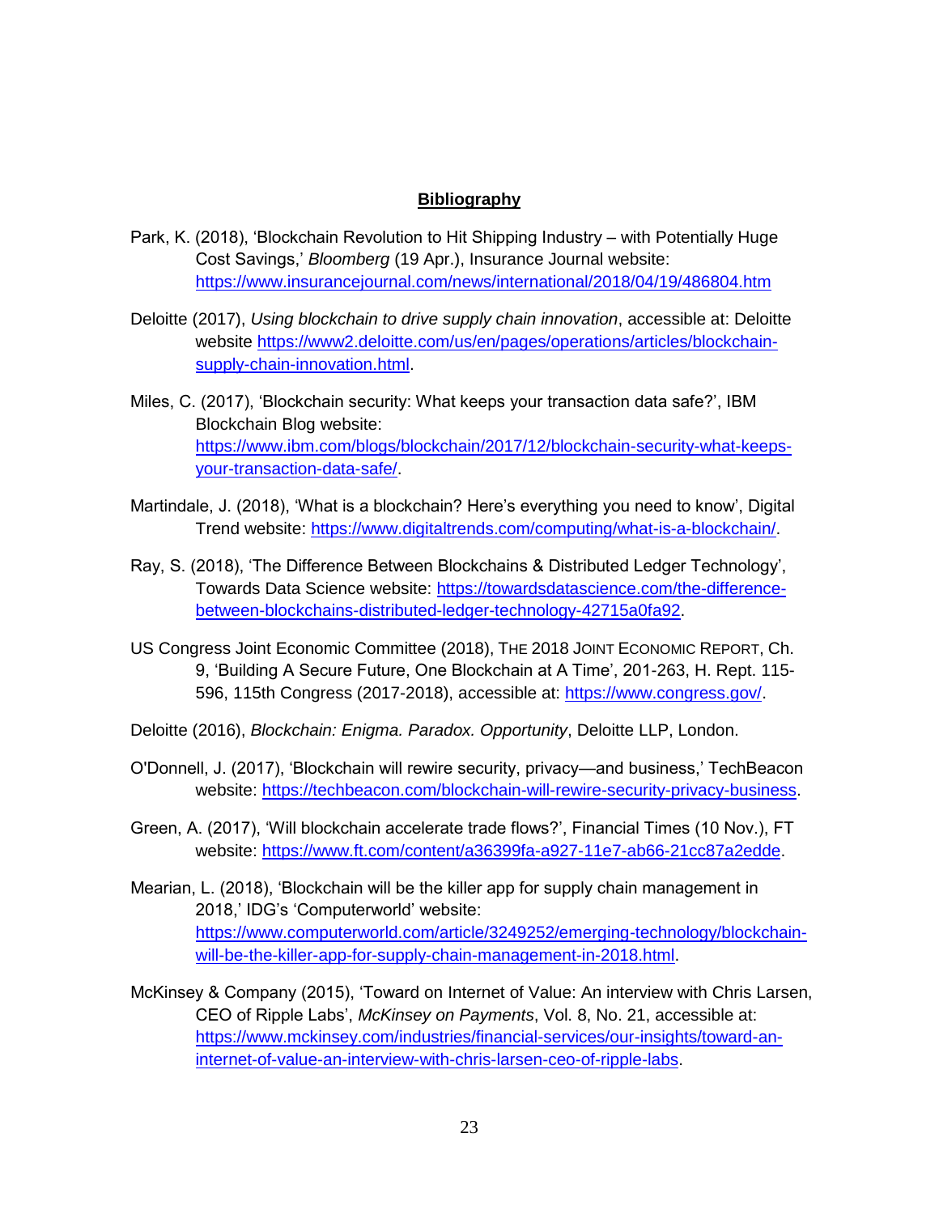## Bibliography

Park, K. (2018), 'Blockchain Revolution to Hit Shipping Industry – with Potentially Huge Cost Savings,' *Bloomberg* (19 Apr.), Insurance Journal website: https://www.insurancejournal.com/news/international/2018/04/19/486804.htm

Deloitte (2017), *Using blockchain to drive supply chain innovation*, accessible at: Deloitte website https://www2.deloitte.com/us/en/pages/operations/articles/blockchain-supply-chain-innovation.html.

Miles, C. (2017), 'Blockchain security: What keeps your transaction data safe?', IBM Blockchain Blog website: https://www.ibm.com/blogs/blockchain/2017/12/blockchain-security-what-keeps-your-transaction-data-safe/.

Martindale, J. (2018), 'What is a blockchain? Here's everything you need to know', Digital Trend website: https://www.digitaltrends.com/computing/what-is-a-blockchain/.

Ray, S. (2018), 'The Difference Between Blockchains & Distributed Ledger Technology', Towards Data Science website: https://towardsdatascience.com/the-difference-between-blockchains-distributed-ledger-technology-42715a0fa92.

US Congress Joint Economic Committee (2018), THE 2018 JOINT ECONOMIC REPORT, Ch. 9, 'Building A Secure Future, One Blockchain at A Time', 201-263, H. Rept. 115-596, 115th Congress (2017-2018), accessible at: https://www.congress.gov/.

Deloitte (2016), *Blockchain: Enigma. Paradox. Opportunity*, Deloitte LLP, London.

O'Donnell, J. (2017), 'Blockchain will rewire security, privacy—and business,' TechBeacon website: https://techbeacon.com/blockchain-will-rewire-security-privacy-business.

Green, A. (2017), 'Will blockchain accelerate trade flows?', Financial Times (10 Nov.), FT website: https://www.ft.com/content/a36399fa-a927-11e7-ab66-21cc87a2edde.

Mearian, L. (2018), 'Blockchain will be the killer app for supply chain management in 2018,' IDG's 'Computerworld' website: https://www.computerworld.com/article/3249252/emerging-technology/blockchain-will-be-the-killer-app-for-supply-chain-management-in-2018.html.

McKinsey & Company (2015), 'Toward on Internet of Value: An interview with Chris Larsen, CEO of Ripple Labs', *McKinsey on Payments*, Vol. 8, No. 21, accessible at: https://www.mckinsey.com/industries/financial-services/our-insights/toward-an-internet-of-value-an-interview-with-chris-larsen-ceo-of-ripple-labs.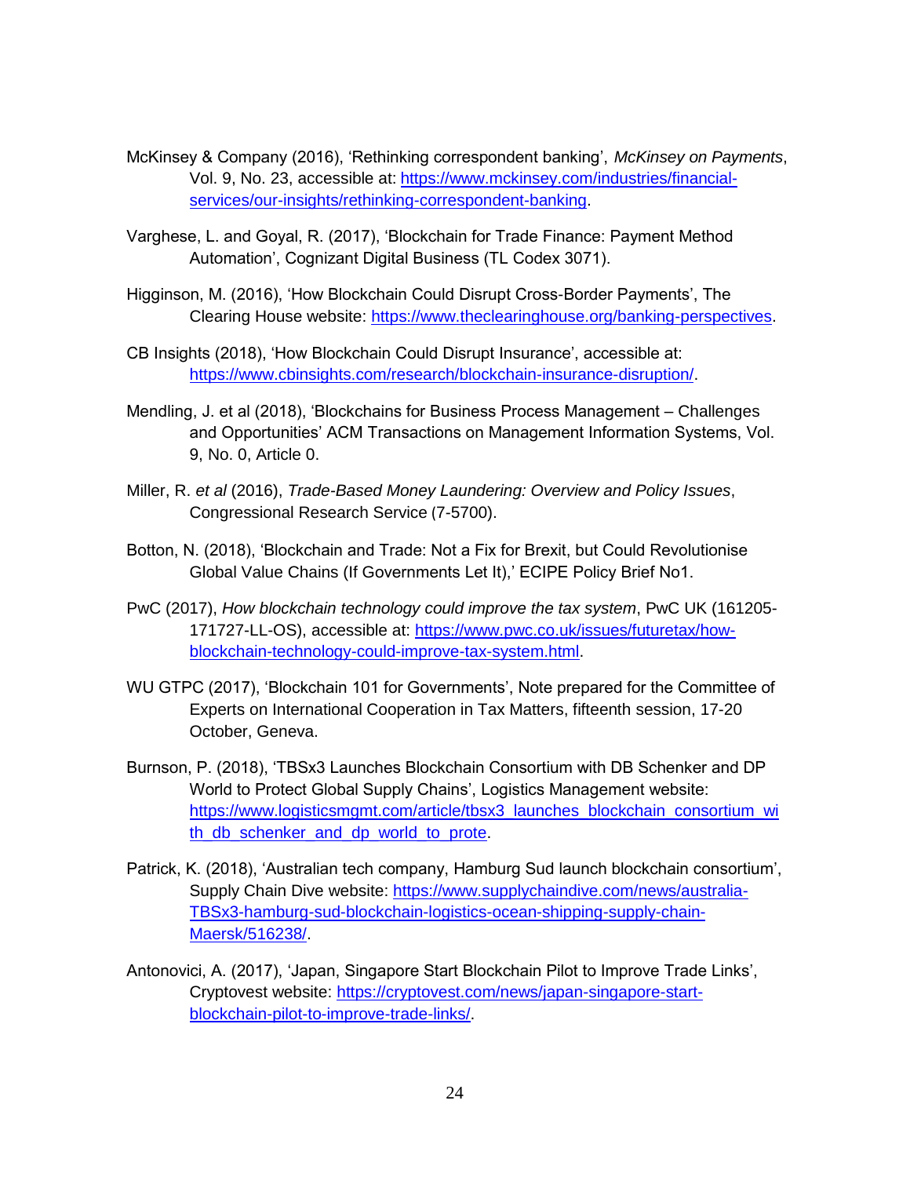McKinsey & Company (2016), 'Rethinking correspondent banking', *McKinsey on Payments*, Vol. 9, No. 23, accessible at: https://www.mckinsey.com/industries/financial-services/our-insights/rethinking-correspondent-banking.

Varghese, L. and Goyal, R. (2017), 'Blockchain for Trade Finance: Payment Method Automation', Cognizant Digital Business (TL Codex 3071).

Higginson, M. (2016), 'How Blockchain Could Disrupt Cross-Border Payments', The Clearing House website: https://www.theclearinghouse.org/banking-perspectives.

CB Insights (2018), 'How Blockchain Could Disrupt Insurance', accessible at: https://www.cbinsights.com/research/blockchain-insurance-disruption/.

Mendling, J. et al (2018), 'Blockchains for Business Process Management – Challenges and Opportunities' ACM Transactions on Management Information Systems, Vol. 9, No. 0, Article 0.

Miller, R. *et al* (2016), *Trade-Based Money Laundering: Overview and Policy Issues*, Congressional Research Service (7-5700).

Botton, N. (2018), 'Blockchain and Trade: Not a Fix for Brexit, but Could Revolutionise Global Value Chains (If Governments Let It),' ECIPE Policy Brief No1.

PwC (2017), *How blockchain technology could improve the tax system*, PwC UK (161205-171727-LL-OS), accessible at: https://www.pwc.co.uk/issues/futuretax/how-blockchain-technology-could-improve-tax-system.html.

WU GTPC (2017), 'Blockchain 101 for Governments', Note prepared for the Committee of Experts on International Cooperation in Tax Matters, fifteenth session, 17-20 October, Geneva.

Burnson, P. (2018), 'TBSx3 Launches Blockchain Consortium with DB Schenker and DP World to Protect Global Supply Chains', Logistics Management website: https://www.logisticsmgmt.com/article/tbsx3_launches_blockchain_consortium_with_db_schenker_and_dp_world_to_prote.

Patrick, K. (2018), 'Australian tech company, Hamburg Sud launch blockchain consortium', Supply Chain Dive website: https://www.supplychaindive.com/news/australia-TBSx3-hamburg-sud-blockchain-logistics-ocean-shipping-supply-chain-Maersk/516238/.

Antonovici, A. (2017), 'Japan, Singapore Start Blockchain Pilot to Improve Trade Links', Cryptovest website: https://cryptovest.com/news/japan-singapore-start-blockchain-pilot-to-improve-trade-links/.